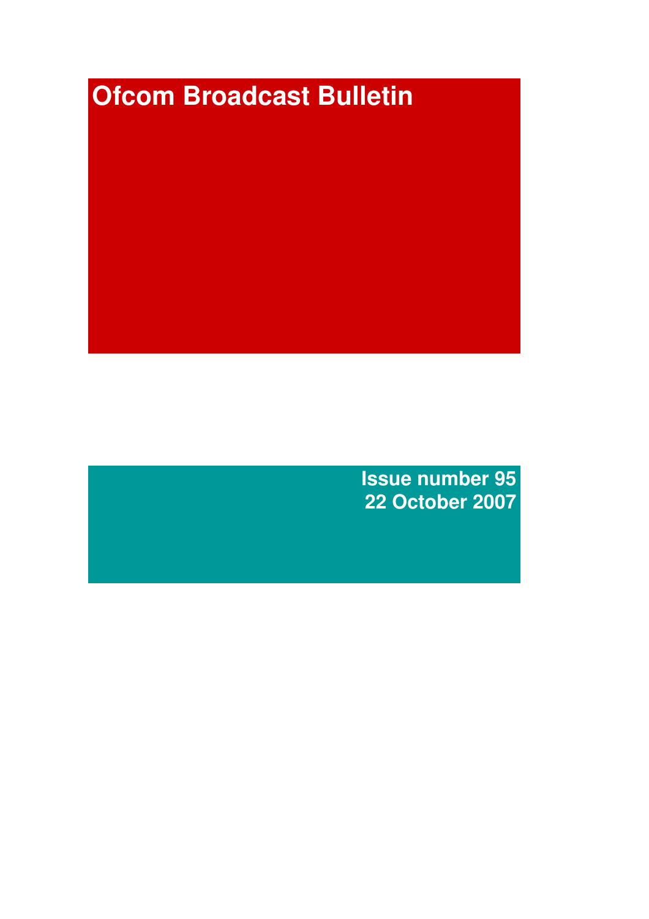# Ofcom Broadcast Bulletin

**Issue number 95**
**22 October 2007**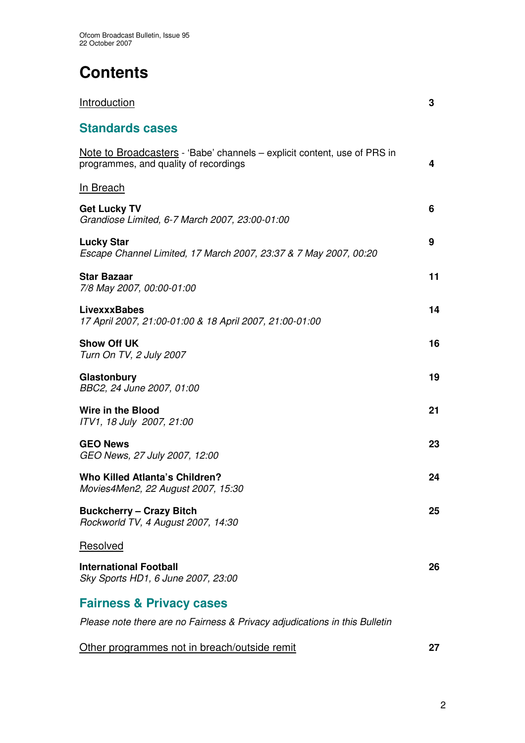# Contents

Introduction 3

## Standards cases

Note to Broadcasters - 'Babe' channels – explicit content, use of PRS in programmes, and quality of recordings 4

In Breach

**Get Lucky TV**
*Grandiose Limited, 6-7 March 2007, 23:00-01:00* 6

**Lucky Star**
*Escape Channel Limited, 17 March 2007, 23:37 & 7 May 2007, 00:20* 9

**Star Bazaar**
*7/8 May 2007, 00:00-01:00* 11

**LivexxxBabes**
*17 April 2007, 21:00-01:00 & 18 April 2007, 21:00-01:00* 14

**Show Off UK**
*Turn On TV, 2 July 2007* 16

**Glastonbury**
*BBC2, 24 June 2007, 01:00* 19

**Wire in the Blood**
*ITV1, 18 July 2007, 21:00* 21

**GEO News**
*GEO News, 27 July 2007, 12:00* 23

**Who Killed Atlanta's Children?**
*Movies4Men2, 22 August 2007, 15:30* 24

**Buckcherry – Crazy Bitch**
*Rockworld TV, 4 August 2007, 14:30* 25

Resolved

**International Football**
*Sky Sports HD1, 6 June 2007, 23:00* 26

## Fairness & Privacy cases

*Please note there are no Fairness & Privacy adjudications in this Bulletin*

Other programmes not in breach/outside remit 27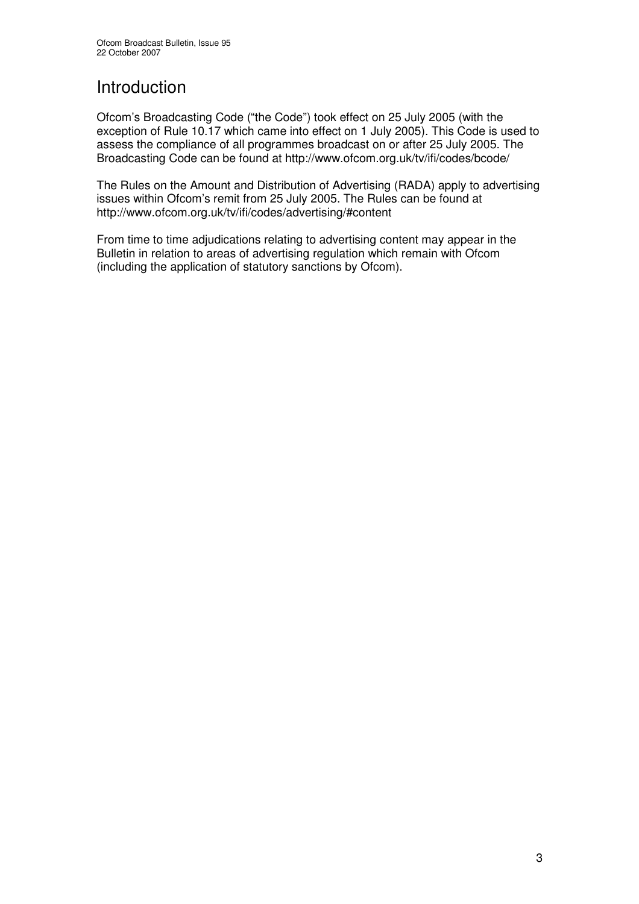# Introduction

Ofcom's Broadcasting Code ("the Code") took effect on 25 July 2005 (with the exception of Rule 10.17 which came into effect on 1 July 2005). This Code is used to assess the compliance of all programmes broadcast on or after 25 July 2005. The Broadcasting Code can be found at http://www.ofcom.org.uk/tv/ifi/codes/bcode/

The Rules on the Amount and Distribution of Advertising (RADA) apply to advertising issues within Ofcom's remit from 25 July 2005. The Rules can be found at http://www.ofcom.org.uk/tv/ifi/codes/advertising/#content

From time to time adjudications relating to advertising content may appear in the Bulletin in relation to areas of advertising regulation which remain with Ofcom (including the application of statutory sanctions by Ofcom).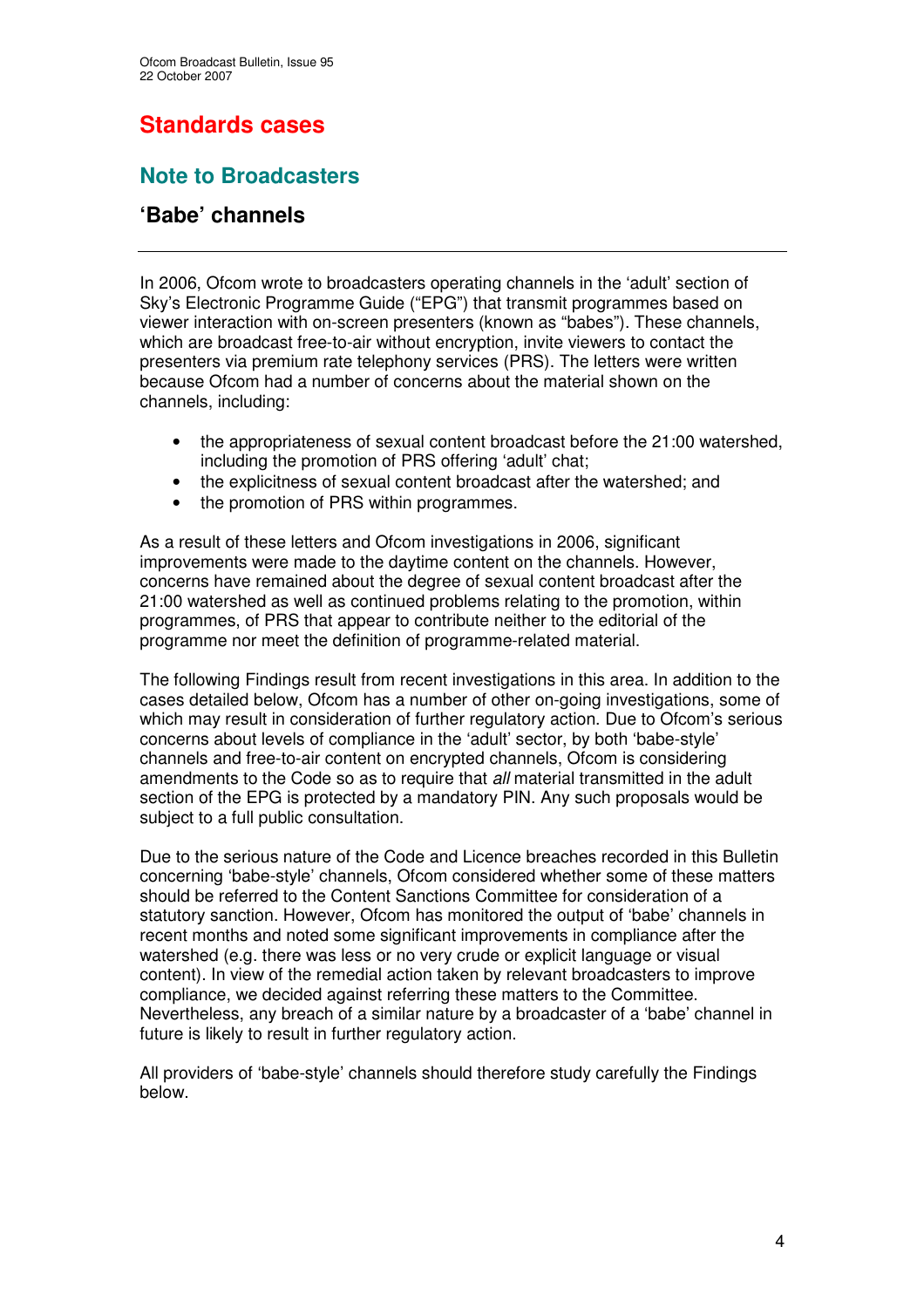# Standards cases

## Note to Broadcasters

### 'Babe' channels

In 2006, Ofcom wrote to broadcasters operating channels in the 'adult' section of Sky's Electronic Programme Guide ("EPG") that transmit programmes based on viewer interaction with on-screen presenters (known as "babes"). These channels, which are broadcast free-to-air without encryption, invite viewers to contact the presenters via premium rate telephony services (PRS). The letters were written because Ofcom had a number of concerns about the material shown on the channels, including:

- the appropriateness of sexual content broadcast before the 21:00 watershed, including the promotion of PRS offering 'adult' chat;
- the explicitness of sexual content broadcast after the watershed; and
- the promotion of PRS within programmes.

As a result of these letters and Ofcom investigations in 2006, significant improvements were made to the daytime content on the channels. However, concerns have remained about the degree of sexual content broadcast after the 21:00 watershed as well as continued problems relating to the promotion, within programmes, of PRS that appear to contribute neither to the editorial of the programme nor meet the definition of programme-related material.

The following Findings result from recent investigations in this area. In addition to the cases detailed below, Ofcom has a number of other on-going investigations, some of which may result in consideration of further regulatory action. Due to Ofcom's serious concerns about levels of compliance in the 'adult' sector, by both 'babe-style' channels and free-to-air content on encrypted channels, Ofcom is considering amendments to the Code so as to require that *all* material transmitted in the adult section of the EPG is protected by a mandatory PIN. Any such proposals would be subject to a full public consultation.

Due to the serious nature of the Code and Licence breaches recorded in this Bulletin concerning 'babe-style' channels, Ofcom considered whether some of these matters should be referred to the Content Sanctions Committee for consideration of a statutory sanction. However, Ofcom has monitored the output of 'babe' channels in recent months and noted some significant improvements in compliance after the watershed (e.g. there was less or no very crude or explicit language or visual content). In view of the remedial action taken by relevant broadcasters to improve compliance, we decided against referring these matters to the Committee. Nevertheless, any breach of a similar nature by a broadcaster of a 'babe' channel in future is likely to result in further regulatory action.

All providers of 'babe-style' channels should therefore study carefully the Findings below.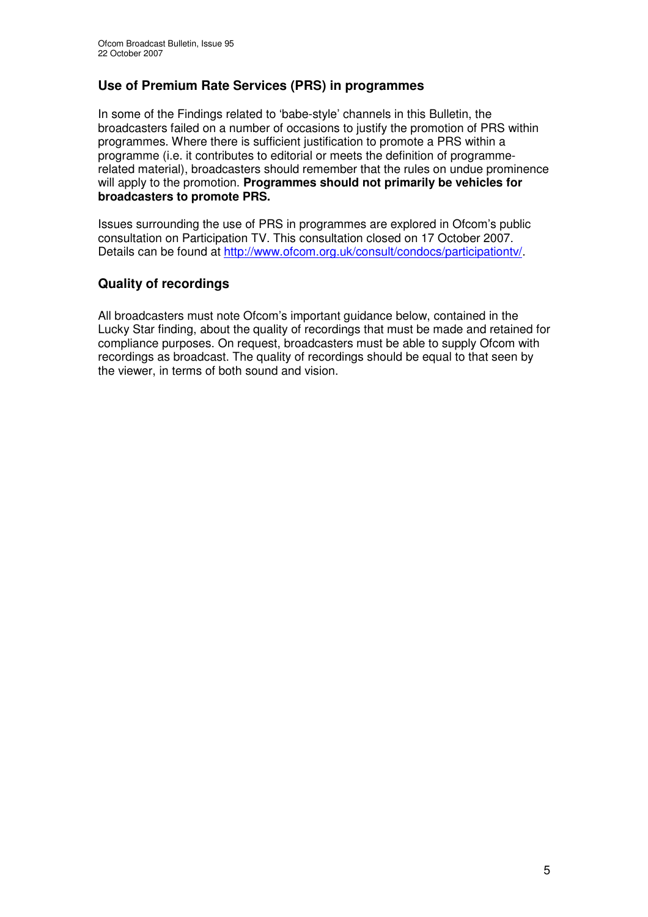## Use of Premium Rate Services (PRS) in programmes

In some of the Findings related to 'babe-style' channels in this Bulletin, the broadcasters failed on a number of occasions to justify the promotion of PRS within programmes. Where there is sufficient justification to promote a PRS within a programme (i.e. it contributes to editorial or meets the definition of programme-related material), broadcasters should remember that the rules on undue prominence will apply to the promotion. **Programmes should not primarily be vehicles for broadcasters to promote PRS.**

Issues surrounding the use of PRS in programmes are explored in Ofcom's public consultation on Participation TV. This consultation closed on 17 October 2007. Details can be found at http://www.ofcom.org.uk/consult/condocs/participationtv/.

## Quality of recordings

All broadcasters must note Ofcom's important guidance below, contained in the Lucky Star finding, about the quality of recordings that must be made and retained for compliance purposes. On request, broadcasters must be able to supply Ofcom with recordings as broadcast. The quality of recordings should be equal to that seen by the viewer, in terms of both sound and vision.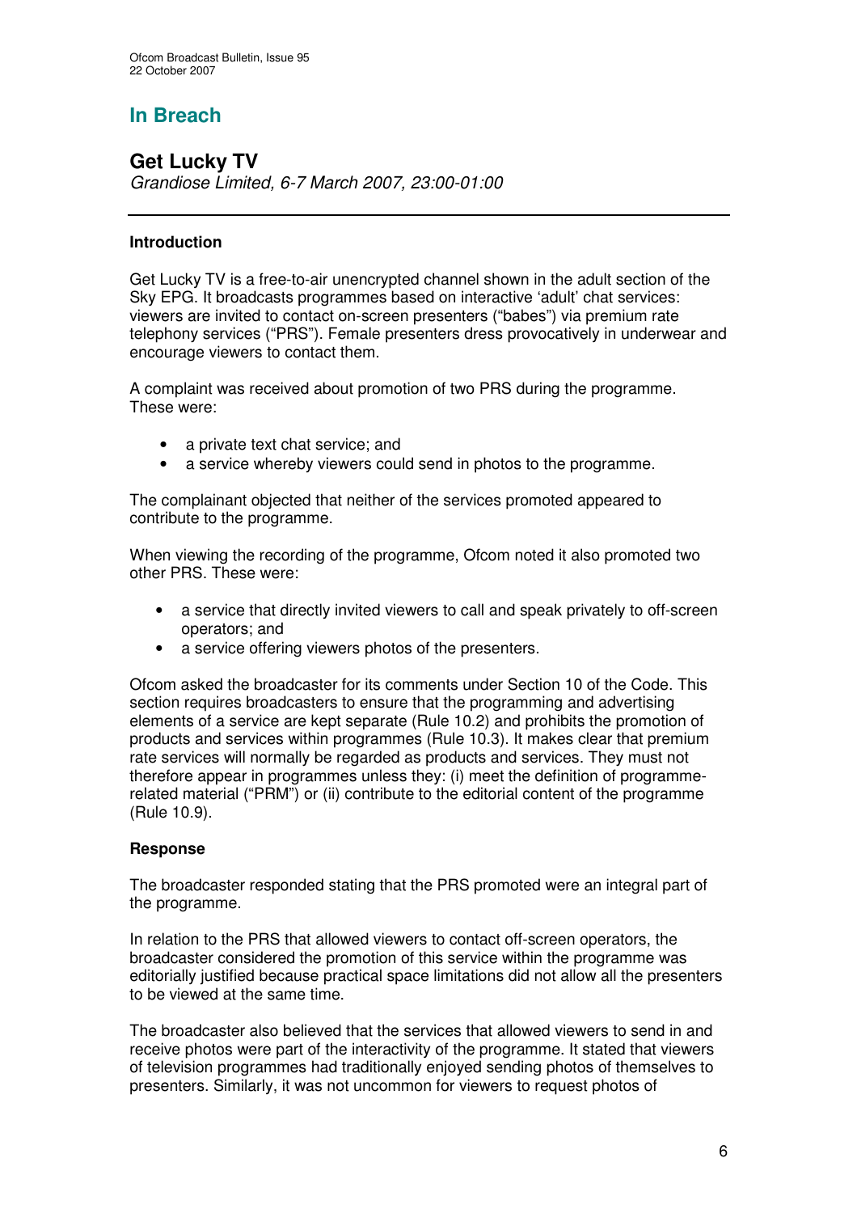## In Breach

### Get Lucky TV

*Grandiose Limited, 6-7 March 2007, 23:00-01:00*

---

**Introduction**

Get Lucky TV is a free-to-air unencrypted channel shown in the adult section of the Sky EPG. It broadcasts programmes based on interactive 'adult' chat services: viewers are invited to contact on-screen presenters ("babes") via premium rate telephony services ("PRS"). Female presenters dress provocatively in underwear and encourage viewers to contact them.

A complaint was received about promotion of two PRS during the programme. These were:

- a private text chat service; and
- a service whereby viewers could send in photos to the programme.

The complainant objected that neither of the services promoted appeared to contribute to the programme.

When viewing the recording of the programme, Ofcom noted it also promoted two other PRS. These were:

- a service that directly invited viewers to call and speak privately to off-screen operators; and
- a service offering viewers photos of the presenters.

Ofcom asked the broadcaster for its comments under Section 10 of the Code. This section requires broadcasters to ensure that the programming and advertising elements of a service are kept separate (Rule 10.2) and prohibits the promotion of products and services within programmes (Rule 10.3). It makes clear that premium rate services will normally be regarded as products and services. They must not therefore appear in programmes unless they: (i) meet the definition of programme-related material ("PRM") or (ii) contribute to the editorial content of the programme (Rule 10.9).

**Response**

The broadcaster responded stating that the PRS promoted were an integral part of the programme.

In relation to the PRS that allowed viewers to contact off-screen operators, the broadcaster considered the promotion of this service within the programme was editorially justified because practical space limitations did not allow all the presenters to be viewed at the same time.

The broadcaster also believed that the services that allowed viewers to send in and receive photos were part of the interactivity of the programme. It stated that viewers of television programmes had traditionally enjoyed sending photos of themselves to presenters. Similarly, it was not uncommon for viewers to request photos of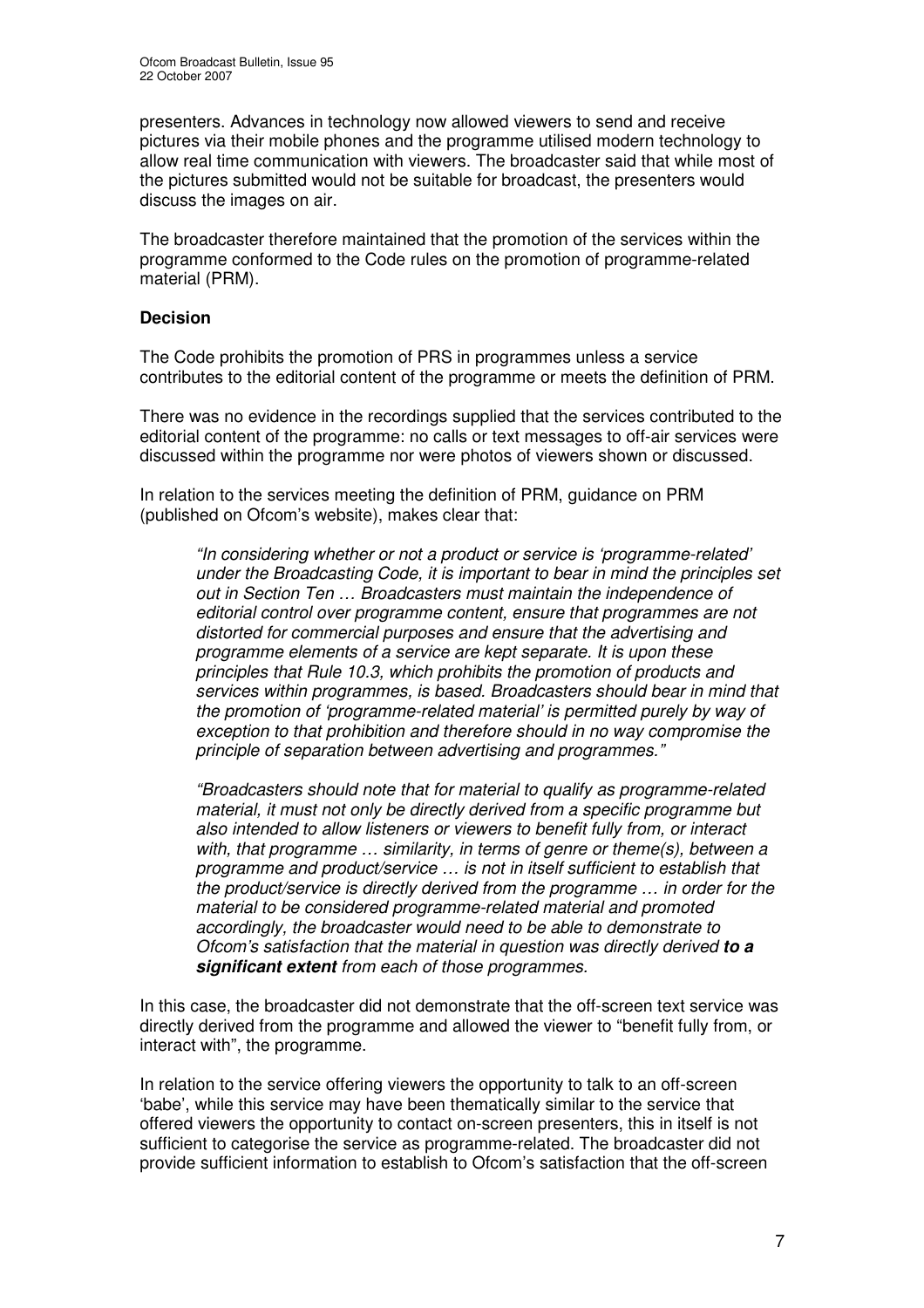presenters. Advances in technology now allowed viewers to send and receive pictures via their mobile phones and the programme utilised modern technology to allow real time communication with viewers. The broadcaster said that while most of the pictures submitted would not be suitable for broadcast, the presenters would discuss the images on air.

The broadcaster therefore maintained that the promotion of the services within the programme conformed to the Code rules on the promotion of programme-related material (PRM).

**Decision**

The Code prohibits the promotion of PRS in programmes unless a service contributes to the editorial content of the programme or meets the definition of PRM.

There was no evidence in the recordings supplied that the services contributed to the editorial content of the programme: no calls or text messages to off-air services were discussed within the programme nor were photos of viewers shown or discussed.

In relation to the services meeting the definition of PRM, guidance on PRM (published on Ofcom's website), makes clear that:

> *"In considering whether or not a product or service is 'programme-related' under the Broadcasting Code, it is important to bear in mind the principles set out in Section Ten … Broadcasters must maintain the independence of editorial control over programme content, ensure that programmes are not distorted for commercial purposes and ensure that the advertising and programme elements of a service are kept separate. It is upon these principles that Rule 10.3, which prohibits the promotion of products and services within programmes, is based. Broadcasters should bear in mind that the promotion of 'programme-related material' is permitted purely by way of exception to that prohibition and therefore should in no way compromise the principle of separation between advertising and programmes."*
>
> *"Broadcasters should note that for material to qualify as programme-related material, it must not only be directly derived from a specific programme but also intended to allow listeners or viewers to benefit fully from, or interact with, that programme … similarity, in terms of genre or theme(s), between a programme and product/service … is not in itself sufficient to establish that the product/service is directly derived from the programme … in order for the material to be considered programme-related material and promoted accordingly, the broadcaster would need to be able to demonstrate to Ofcom's satisfaction that the material in question was directly derived* ***to a significant extent*** *from each of those programmes.*

In this case, the broadcaster did not demonstrate that the off-screen text service was directly derived from the programme and allowed the viewer to "benefit fully from, or interact with", the programme.

In relation to the service offering viewers the opportunity to talk to an off-screen 'babe', while this service may have been thematically similar to the service that offered viewers the opportunity to contact on-screen presenters, this in itself is not sufficient to categorise the service as programme-related. The broadcaster did not provide sufficient information to establish to Ofcom's satisfaction that the off-screen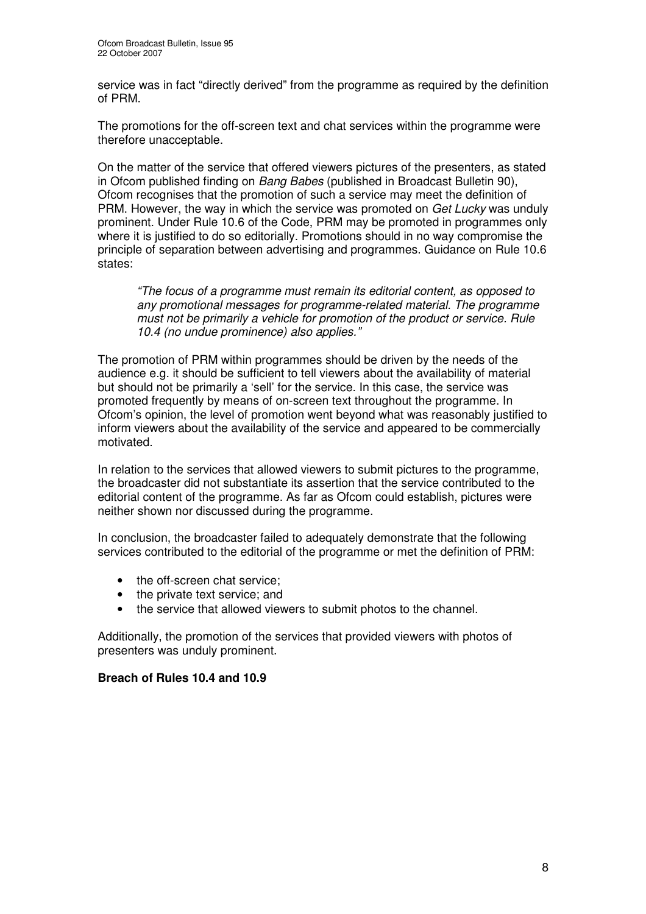service was in fact "directly derived" from the programme as required by the definition of PRM.

The promotions for the off-screen text and chat services within the programme were therefore unacceptable.

On the matter of the service that offered viewers pictures of the presenters, as stated in Ofcom published finding on *Bang Babes* (published in Broadcast Bulletin 90), Ofcom recognises that the promotion of such a service may meet the definition of PRM. However, the way in which the service was promoted on *Get Lucky* was unduly prominent. Under Rule 10.6 of the Code, PRM may be promoted in programmes only where it is justified to do so editorially. Promotions should in no way compromise the principle of separation between advertising and programmes. Guidance on Rule 10.6 states:

> *"The focus of a programme must remain its editorial content, as opposed to any promotional messages for programme-related material. The programme must not be primarily a vehicle for promotion of the product or service. Rule 10.4 (no undue prominence) also applies."*

The promotion of PRM within programmes should be driven by the needs of the audience e.g. it should be sufficient to tell viewers about the availability of material but should not be primarily a 'sell' for the service. In this case, the service was promoted frequently by means of on-screen text throughout the programme. In Ofcom's opinion, the level of promotion went beyond what was reasonably justified to inform viewers about the availability of the service and appeared to be commercially motivated.

In relation to the services that allowed viewers to submit pictures to the programme, the broadcaster did not substantiate its assertion that the service contributed to the editorial content of the programme. As far as Ofcom could establish, pictures were neither shown nor discussed during the programme.

In conclusion, the broadcaster failed to adequately demonstrate that the following services contributed to the editorial of the programme or met the definition of PRM:

- the off-screen chat service;
- the private text service; and
- the service that allowed viewers to submit photos to the channel.

Additionally, the promotion of the services that provided viewers with photos of presenters was unduly prominent.

**Breach of Rules 10.4 and 10.9**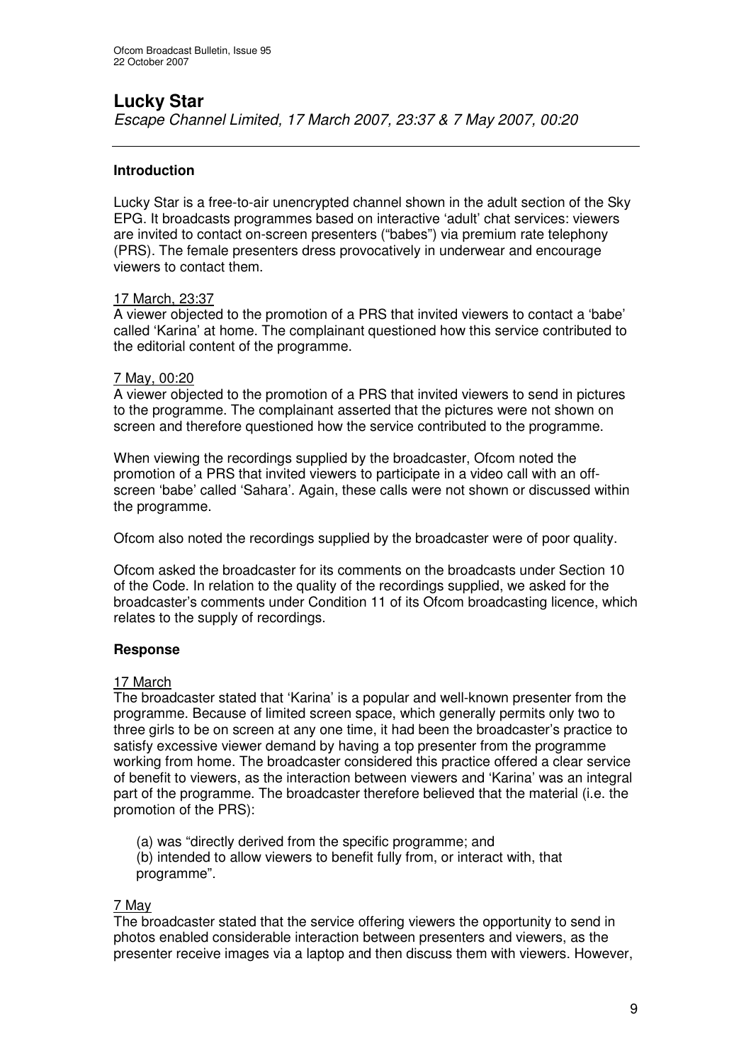# Lucky Star

*Escape Channel Limited, 17 March 2007, 23:37 & 7 May 2007, 00:20*

---

### Introduction

Lucky Star is a free-to-air unencrypted channel shown in the adult section of the Sky EPG. It broadcasts programmes based on interactive 'adult' chat services: viewers are invited to contact on-screen presenters ("babes") via premium rate telephony (PRS). The female presenters dress provocatively in underwear and encourage viewers to contact them.

<u>17 March, 23:37</u>
A viewer objected to the promotion of a PRS that invited viewers to contact a 'babe' called 'Karina' at home. The complainant questioned how this service contributed to the editorial content of the programme.

<u>7 May, 00:20</u>
A viewer objected to the promotion of a PRS that invited viewers to send in pictures to the programme. The complainant asserted that the pictures were not shown on screen and therefore questioned how the service contributed to the programme.

When viewing the recordings supplied by the broadcaster, Ofcom noted the promotion of a PRS that invited viewers to participate in a video call with an off-screen 'babe' called 'Sahara'. Again, these calls were not shown or discussed within the programme.

Ofcom also noted the recordings supplied by the broadcaster were of poor quality.

Ofcom asked the broadcaster for its comments on the broadcasts under Section 10 of the Code. In relation to the quality of the recordings supplied, we asked for the broadcaster's comments under Condition 11 of its Ofcom broadcasting licence, which relates to the supply of recordings.

### Response

<u>17 March</u>
The broadcaster stated that 'Karina' is a popular and well-known presenter from the programme. Because of limited screen space, which generally permits only two to three girls to be on screen at any one time, it had been the broadcaster's practice to satisfy excessive viewer demand by having a top presenter from the programme working from home. The broadcaster considered this practice offered a clear service of benefit to viewers, as the interaction between viewers and 'Karina' was an integral part of the programme. The broadcaster therefore believed that the material (i.e. the promotion of the PRS):

(a) was "directly derived from the specific programme; and
(b) intended to allow viewers to benefit fully from, or interact with, that programme".

<u>7 May</u>
The broadcaster stated that the service offering viewers the opportunity to send in photos enabled considerable interaction between presenters and viewers, as the presenter receive images via a laptop and then discuss them with viewers. However,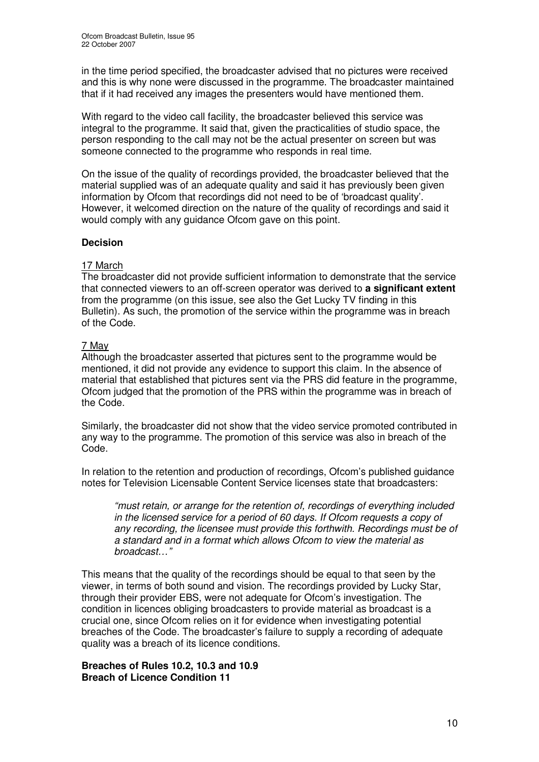in the time period specified, the broadcaster advised that no pictures were received and this is why none were discussed in the programme. The broadcaster maintained that if it had received any images the presenters would have mentioned them.

With regard to the video call facility, the broadcaster believed this service was integral to the programme. It said that, given the practicalities of studio space, the person responding to the call may not be the actual presenter on screen but was someone connected to the programme who responds in real time.

On the issue of the quality of recordings provided, the broadcaster believed that the material supplied was of an adequate quality and said it has previously been given information by Ofcom that recordings did not need to be of 'broadcast quality'. However, it welcomed direction on the nature of the quality of recordings and said it would comply with any guidance Ofcom gave on this point.

**Decision**

<u>17 March</u>
The broadcaster did not provide sufficient information to demonstrate that the service that connected viewers to an off-screen operator was derived to **a significant extent** from the programme (on this issue, see also the Get Lucky TV finding in this Bulletin). As such, the promotion of the service within the programme was in breach of the Code.

<u>7 May</u>
Although the broadcaster asserted that pictures sent to the programme would be mentioned, it did not provide any evidence to support this claim. In the absence of material that established that pictures sent via the PRS did feature in the programme, Ofcom judged that the promotion of the PRS within the programme was in breach of the Code.

Similarly, the broadcaster did not show that the video service promoted contributed in any way to the programme. The promotion of this service was also in breach of the Code.

In relation to the retention and production of recordings, Ofcom's published guidance notes for Television Licensable Content Service licenses state that broadcasters:

> *"must retain, or arrange for the retention of, recordings of everything included in the licensed service for a period of 60 days. If Ofcom requests a copy of any recording, the licensee must provide this forthwith. Recordings must be of a standard and in a format which allows Ofcom to view the material as broadcast…"*

This means that the quality of the recordings should be equal to that seen by the viewer, in terms of both sound and vision. The recordings provided by Lucky Star, through their provider EBS, were not adequate for Ofcom's investigation. The condition in licences obliging broadcasters to provide material as broadcast is a crucial one, since Ofcom relies on it for evidence when investigating potential breaches of the Code. The broadcaster's failure to supply a recording of adequate quality was a breach of its licence conditions.

**Breaches of Rules 10.2, 10.3 and 10.9**
**Breach of Licence Condition 11**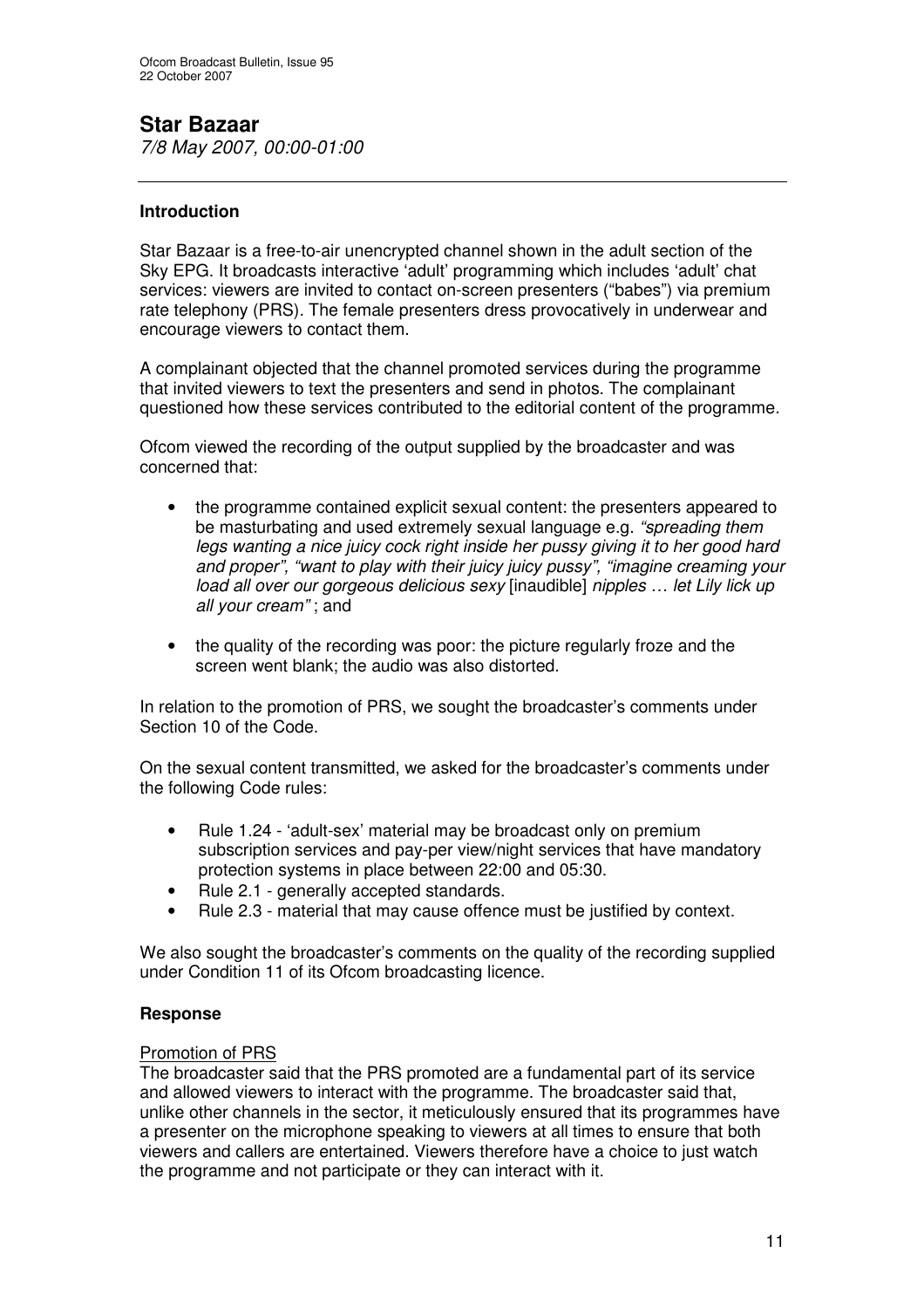## Star Bazaar

*7/8 May 2007, 00:00-01:00*

---

### Introduction

Star Bazaar is a free-to-air unencrypted channel shown in the adult section of the Sky EPG. It broadcasts interactive 'adult' programming which includes 'adult' chat services: viewers are invited to contact on-screen presenters ("babes") via premium rate telephony (PRS). The female presenters dress provocatively in underwear and encourage viewers to contact them.

A complainant objected that the channel promoted services during the programme that invited viewers to text the presenters and send in photos. The complainant questioned how these services contributed to the editorial content of the programme.

Ofcom viewed the recording of the output supplied by the broadcaster and was concerned that:

- the programme contained explicit sexual content: the presenters appeared to be masturbating and used extremely sexual language e.g. *"spreading them legs wanting a nice juicy cock right inside her pussy giving it to her good hard and proper"*, *"want to play with their juicy juicy pussy"*, *"imagine creaming your load all over our gorgeous delicious sexy* [inaudible] *nipples … let Lily lick up all your cream"* ; and
- the quality of the recording was poor: the picture regularly froze and the screen went blank; the audio was also distorted.

In relation to the promotion of PRS, we sought the broadcaster's comments under Section 10 of the Code.

On the sexual content transmitted, we asked for the broadcaster's comments under the following Code rules:

- Rule 1.24 - 'adult-sex' material may be broadcast only on premium subscription services and pay-per view/night services that have mandatory protection systems in place between 22:00 and 05:30.
- Rule 2.1 - generally accepted standards.
- Rule 2.3 - material that may cause offence must be justified by context.

We also sought the broadcaster's comments on the quality of the recording supplied under Condition 11 of its Ofcom broadcasting licence.

### Response

Promotion of PRS

The broadcaster said that the PRS promoted are a fundamental part of its service and allowed viewers to interact with the programme. The broadcaster said that, unlike other channels in the sector, it meticulously ensured that its programmes have a presenter on the microphone speaking to viewers at all times to ensure that both viewers and callers are entertained. Viewers therefore have a choice to just watch the programme and not participate or they can interact with it.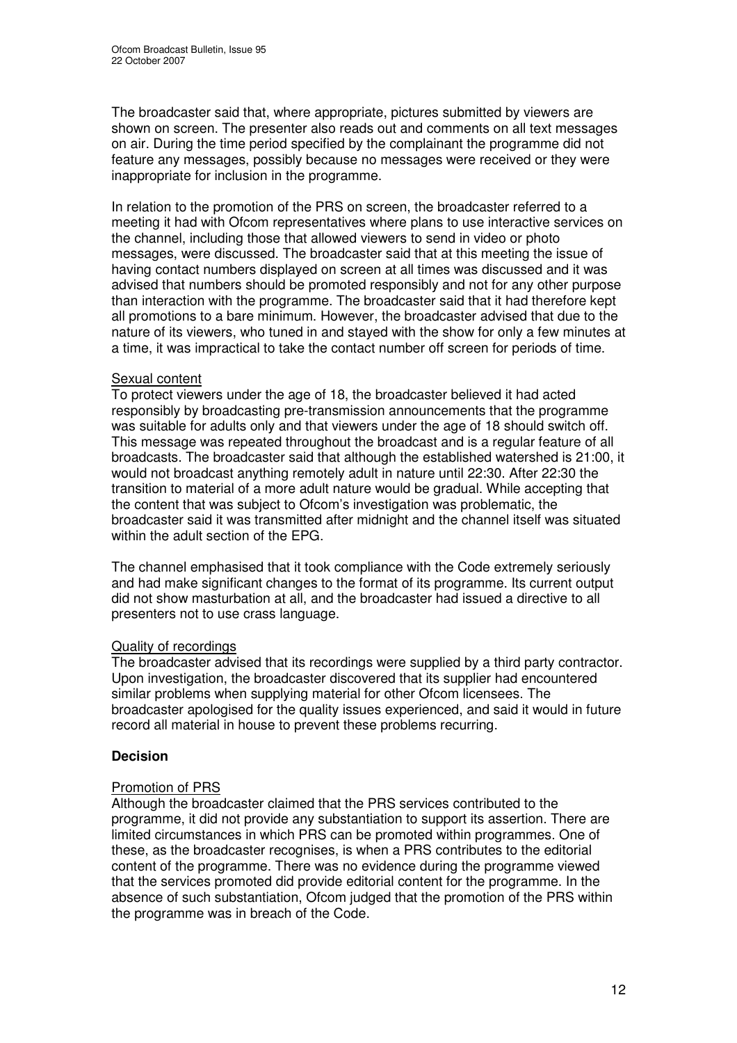The broadcaster said that, where appropriate, pictures submitted by viewers are shown on screen. The presenter also reads out and comments on all text messages on air. During the time period specified by the complainant the programme did not feature any messages, possibly because no messages were received or they were inappropriate for inclusion in the programme.

In relation to the promotion of the PRS on screen, the broadcaster referred to a meeting it had with Ofcom representatives where plans to use interactive services on the channel, including those that allowed viewers to send in video or photo messages, were discussed. The broadcaster said that at this meeting the issue of having contact numbers displayed on screen at all times was discussed and it was advised that numbers should be promoted responsibly and not for any other purpose than interaction with the programme. The broadcaster said that it had therefore kept all promotions to a bare minimum. However, the broadcaster advised that due to the nature of its viewers, who tuned in and stayed with the show for only a few minutes at a time, it was impractical to take the contact number off screen for periods of time.

Sexual content

To protect viewers under the age of 18, the broadcaster believed it had acted responsibly by broadcasting pre-transmission announcements that the programme was suitable for adults only and that viewers under the age of 18 should switch off. This message was repeated throughout the broadcast and is a regular feature of all broadcasts. The broadcaster said that although the established watershed is 21:00, it would not broadcast anything remotely adult in nature until 22:30. After 22:30 the transition to material of a more adult nature would be gradual. While accepting that the content that was subject to Ofcom's investigation was problematic, the broadcaster said it was transmitted after midnight and the channel itself was situated within the adult section of the EPG.

The channel emphasised that it took compliance with the Code extremely seriously and had make significant changes to the format of its programme. Its current output did not show masturbation at all, and the broadcaster had issued a directive to all presenters not to use crass language.

Quality of recordings

The broadcaster advised that its recordings were supplied by a third party contractor. Upon investigation, the broadcaster discovered that its supplier had encountered similar problems when supplying material for other Ofcom licensees. The broadcaster apologised for the quality issues experienced, and said it would in future record all material in house to prevent these problems recurring.

**Decision**

Promotion of PRS

Although the broadcaster claimed that the PRS services contributed to the programme, it did not provide any substantiation to support its assertion. There are limited circumstances in which PRS can be promoted within programmes. One of these, as the broadcaster recognises, is when a PRS contributes to the editorial content of the programme. There was no evidence during the programme viewed that the services promoted did provide editorial content for the programme. In the absence of such substantiation, Ofcom judged that the promotion of the PRS within the programme was in breach of the Code.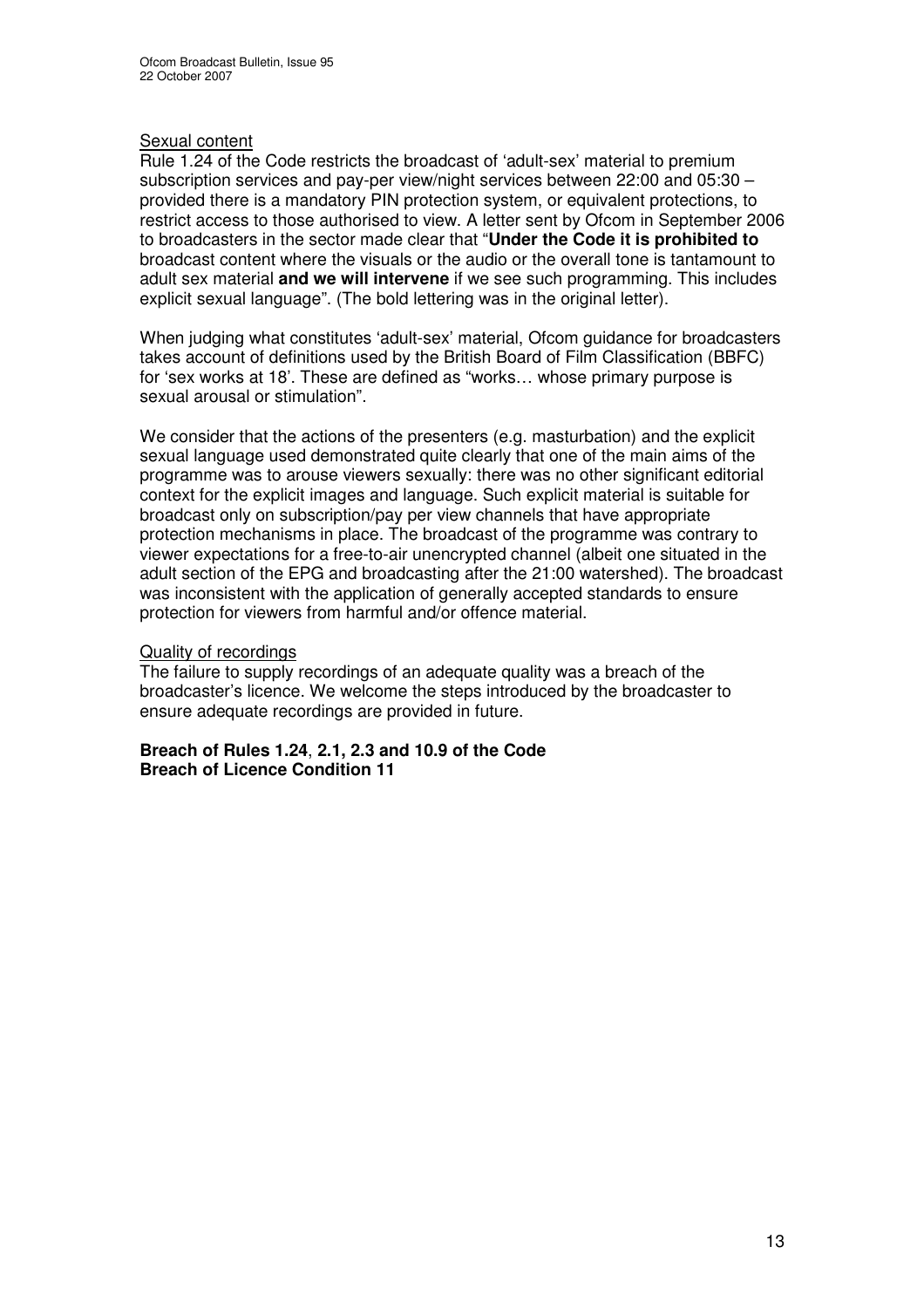Sexual content

Rule 1.24 of the Code restricts the broadcast of 'adult-sex' material to premium subscription services and pay-per view/night services between 22:00 and 05:30 – provided there is a mandatory PIN protection system, or equivalent protections, to restrict access to those authorised to view. A letter sent by Ofcom in September 2006 to broadcasters in the sector made clear that "**Under the Code it is prohibited to** broadcast content where the visuals or the audio or the overall tone is tantamount to adult sex material **and we will intervene** if we see such programming. This includes explicit sexual language". (The bold lettering was in the original letter).

When judging what constitutes 'adult-sex' material, Ofcom guidance for broadcasters takes account of definitions used by the British Board of Film Classification (BBFC) for 'sex works at 18'. These are defined as "works… whose primary purpose is sexual arousal or stimulation".

We consider that the actions of the presenters (e.g. masturbation) and the explicit sexual language used demonstrated quite clearly that one of the main aims of the programme was to arouse viewers sexually: there was no other significant editorial context for the explicit images and language. Such explicit material is suitable for broadcast only on subscription/pay per view channels that have appropriate protection mechanisms in place. The broadcast of the programme was contrary to viewer expectations for a free-to-air unencrypted channel (albeit one situated in the adult section of the EPG and broadcasting after the 21:00 watershed). The broadcast was inconsistent with the application of generally accepted standards to ensure protection for viewers from harmful and/or offence material.

Quality of recordings

The failure to supply recordings of an adequate quality was a breach of the broadcaster's licence. We welcome the steps introduced by the broadcaster to ensure adequate recordings are provided in future.

**Breach of Rules 1.24, 2.1, 2.3 and 10.9 of the Code**
**Breach of Licence Condition 11**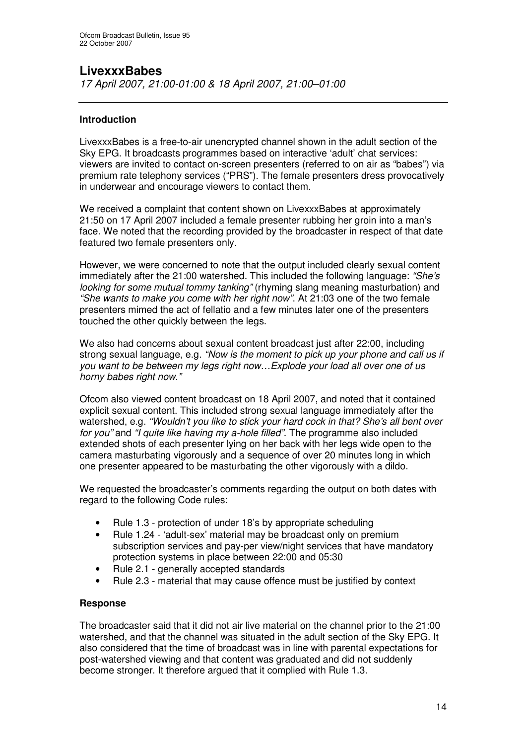## LivexxxBabes

*17 April 2007, 21:00-01:00 & 18 April 2007, 21:00–01:00*

---

### Introduction

LivexxxBabes is a free-to-air unencrypted channel shown in the adult section of the Sky EPG. It broadcasts programmes based on interactive 'adult' chat services: viewers are invited to contact on-screen presenters (referred to on air as "babes") via premium rate telephony services ("PRS"). The female presenters dress provocatively in underwear and encourage viewers to contact them.

We received a complaint that content shown on LivexxxBabes at approximately 21:50 on 17 April 2007 included a female presenter rubbing her groin into a man's face. We noted that the recording provided by the broadcaster in respect of that date featured two female presenters only.

However, we were concerned to note that the output included clearly sexual content immediately after the 21:00 watershed. This included the following language: *"She's looking for some mutual tommy tanking"* (rhyming slang meaning masturbation) and *"She wants to make you come with her right now"*. At 21:03 one of the two female presenters mimed the act of fellatio and a few minutes later one of the presenters touched the other quickly between the legs.

We also had concerns about sexual content broadcast just after 22:00, including strong sexual language, e.g. *"Now is the moment to pick up your phone and call us if you want to be between my legs right now…Explode your load all over one of us horny babes right now."*

Ofcom also viewed content broadcast on 18 April 2007, and noted that it contained explicit sexual content. This included strong sexual language immediately after the watershed, e.g. *"Wouldn't you like to stick your hard cock in that? She's all bent over for you"* and *"I quite like having my a-hole filled"*. The programme also included extended shots of each presenter lying on her back with her legs wide open to the camera masturbating vigorously and a sequence of over 20 minutes long in which one presenter appeared to be masturbating the other vigorously with a dildo.

We requested the broadcaster's comments regarding the output on both dates with regard to the following Code rules:

- Rule 1.3 - protection of under 18's by appropriate scheduling
- Rule 1.24 - 'adult-sex' material may be broadcast only on premium subscription services and pay-per view/night services that have mandatory protection systems in place between 22:00 and 05:30
- Rule 2.1 - generally accepted standards
- Rule 2.3 - material that may cause offence must be justified by context

### Response

The broadcaster said that it did not air live material on the channel prior to the 21:00 watershed, and that the channel was situated in the adult section of the Sky EPG. It also considered that the time of broadcast was in line with parental expectations for post-watershed viewing and that content was graduated and did not suddenly become stronger. It therefore argued that it complied with Rule 1.3.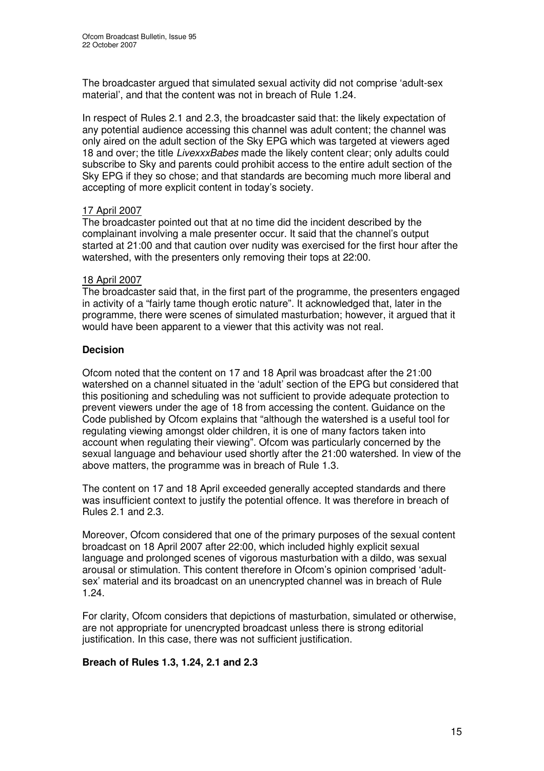The broadcaster argued that simulated sexual activity did not comprise 'adult-sex material', and that the content was not in breach of Rule 1.24.

In respect of Rules 2.1 and 2.3, the broadcaster said that: the likely expectation of any potential audience accessing this channel was adult content; the channel was only aired on the adult section of the Sky EPG which was targeted at viewers aged 18 and over; the title *LivexxxBabes* made the likely content clear; only adults could subscribe to Sky and parents could prohibit access to the entire adult section of the Sky EPG if they so chose; and that standards are becoming much more liberal and accepting of more explicit content in today's society.

17 April 2007

The broadcaster pointed out that at no time did the incident described by the complainant involving a male presenter occur. It said that the channel's output started at 21:00 and that caution over nudity was exercised for the first hour after the watershed, with the presenters only removing their tops at 22:00.

18 April 2007

The broadcaster said that, in the first part of the programme, the presenters engaged in activity of a "fairly tame though erotic nature". It acknowledged that, later in the programme, there were scenes of simulated masturbation; however, it argued that it would have been apparent to a viewer that this activity was not real.

**Decision**

Ofcom noted that the content on 17 and 18 April was broadcast after the 21:00 watershed on a channel situated in the 'adult' section of the EPG but considered that this positioning and scheduling was not sufficient to provide adequate protection to prevent viewers under the age of 18 from accessing the content. Guidance on the Code published by Ofcom explains that "although the watershed is a useful tool for regulating viewing amongst older children, it is one of many factors taken into account when regulating their viewing". Ofcom was particularly concerned by the sexual language and behaviour used shortly after the 21:00 watershed. In view of the above matters, the programme was in breach of Rule 1.3.

The content on 17 and 18 April exceeded generally accepted standards and there was insufficient context to justify the potential offence. It was therefore in breach of Rules 2.1 and 2.3.

Moreover, Ofcom considered that one of the primary purposes of the sexual content broadcast on 18 April 2007 after 22:00, which included highly explicit sexual language and prolonged scenes of vigorous masturbation with a dildo, was sexual arousal or stimulation. This content therefore in Ofcom's opinion comprised 'adult-sex' material and its broadcast on an unencrypted channel was in breach of Rule 1.24.

For clarity, Ofcom considers that depictions of masturbation, simulated or otherwise, are not appropriate for unencrypted broadcast unless there is strong editorial justification. In this case, there was not sufficient justification.

**Breach of Rules 1.3, 1.24, 2.1 and 2.3**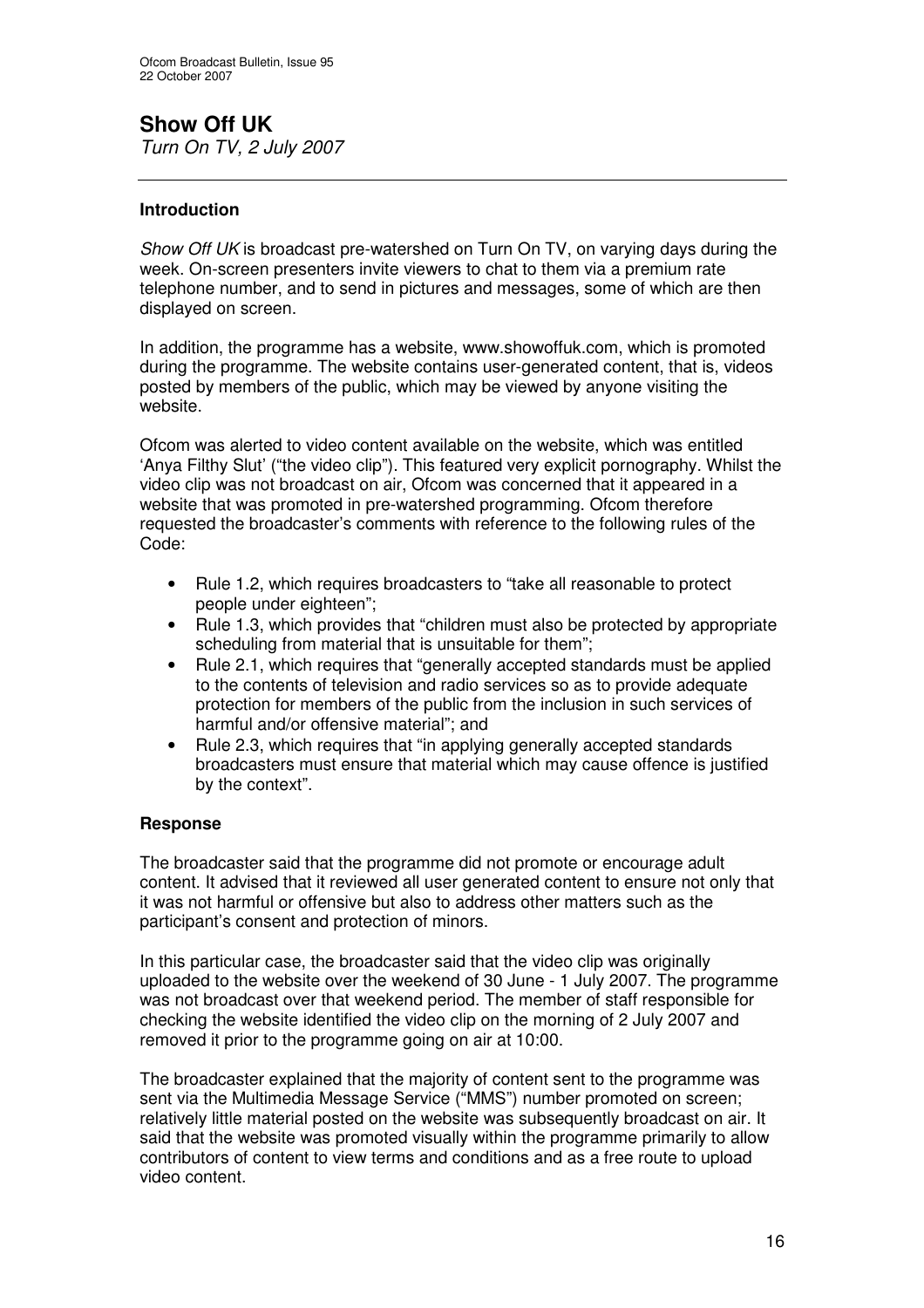# Show Off UK

*Turn On TV, 2 July 2007*

---

### Introduction

*Show Off UK* is broadcast pre-watershed on Turn On TV, on varying days during the week. On-screen presenters invite viewers to chat to them via a premium rate telephone number, and to send in pictures and messages, some of which are then displayed on screen.

In addition, the programme has a website, www.showoffuk.com, which is promoted during the programme. The website contains user-generated content, that is, videos posted by members of the public, which may be viewed by anyone visiting the website.

Ofcom was alerted to video content available on the website, which was entitled 'Anya Filthy Slut' ("the video clip"). This featured very explicit pornography. Whilst the video clip was not broadcast on air, Ofcom was concerned that it appeared in a website that was promoted in pre-watershed programming. Ofcom therefore requested the broadcaster's comments with reference to the following rules of the Code:

- Rule 1.2, which requires broadcasters to "take all reasonable to protect people under eighteen";
- Rule 1.3, which provides that "children must also be protected by appropriate scheduling from material that is unsuitable for them";
- Rule 2.1, which requires that "generally accepted standards must be applied to the contents of television and radio services so as to provide adequate protection for members of the public from the inclusion in such services of harmful and/or offensive material"; and
- Rule 2.3, which requires that "in applying generally accepted standards broadcasters must ensure that material which may cause offence is justified by the context".

### Response

The broadcaster said that the programme did not promote or encourage adult content. It advised that it reviewed all user generated content to ensure not only that it was not harmful or offensive but also to address other matters such as the participant's consent and protection of minors.

In this particular case, the broadcaster said that the video clip was originally uploaded to the website over the weekend of 30 June - 1 July 2007. The programme was not broadcast over that weekend period. The member of staff responsible for checking the website identified the video clip on the morning of 2 July 2007 and removed it prior to the programme going on air at 10:00.

The broadcaster explained that the majority of content sent to the programme was sent via the Multimedia Message Service ("MMS") number promoted on screen; relatively little material posted on the website was subsequently broadcast on air. It said that the website was promoted visually within the programme primarily to allow contributors of content to view terms and conditions and as a free route to upload video content.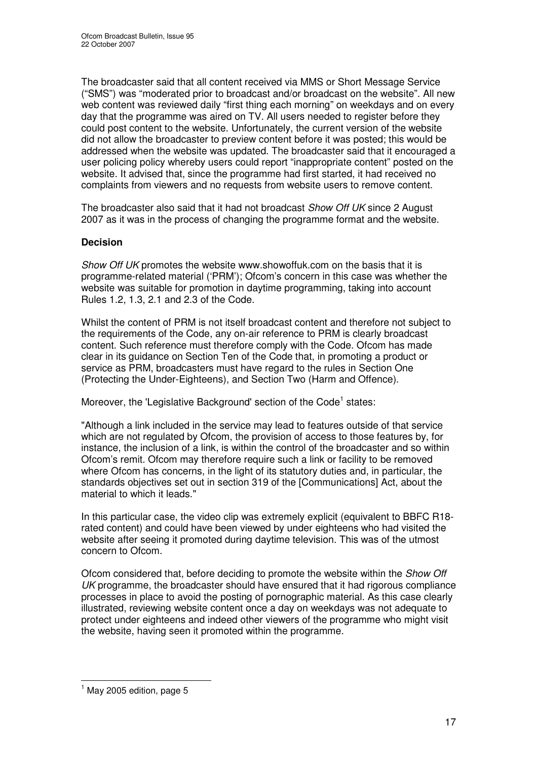The broadcaster said that all content received via MMS or Short Message Service ("SMS") was "moderated prior to broadcast and/or broadcast on the website". All new web content was reviewed daily "first thing each morning" on weekdays and on every day that the programme was aired on TV. All users needed to register before they could post content to the website. Unfortunately, the current version of the website did not allow the broadcaster to preview content before it was posted; this would be addressed when the website was updated. The broadcaster said that it encouraged a user policing policy whereby users could report "inappropriate content" posted on the website. It advised that, since the programme had first started, it had received no complaints from viewers and no requests from website users to remove content.

The broadcaster also said that it had not broadcast *Show Off UK* since 2 August 2007 as it was in the process of changing the programme format and the website.

**Decision**

*Show Off UK* promotes the website www.showoffuk.com on the basis that it is programme-related material ('PRM'); Ofcom's concern in this case was whether the website was suitable for promotion in daytime programming, taking into account Rules 1.2, 1.3, 2.1 and 2.3 of the Code.

Whilst the content of PRM is not itself broadcast content and therefore not subject to the requirements of the Code, any on-air reference to PRM is clearly broadcast content. Such reference must therefore comply with the Code. Ofcom has made clear in its guidance on Section Ten of the Code that, in promoting a product or service as PRM, broadcasters must have regard to the rules in Section One (Protecting the Under-Eighteens), and Section Two (Harm and Offence).

Moreover, the 'Legislative Background' section of the Code[1] states:

"Although a link included in the service may lead to features outside of that service which are not regulated by Ofcom, the provision of access to those features by, for instance, the inclusion of a link, is within the control of the broadcaster and so within Ofcom's remit. Ofcom may therefore require such a link or facility to be removed where Ofcom has concerns, in the light of its statutory duties and, in particular, the standards objectives set out in section 319 of the [Communications] Act, about the material to which it leads."

In this particular case, the video clip was extremely explicit (equivalent to BBFC R18-rated content) and could have been viewed by under eighteens who had visited the website after seeing it promoted during daytime television. This was of the utmost concern to Ofcom.

Ofcom considered that, before deciding to promote the website within the *Show Off UK* programme, the broadcaster should have ensured that it had rigorous compliance processes in place to avoid the posting of pornographic material. As this case clearly illustrated, reviewing website content once a day on weekdays was not adequate to protect under eighteens and indeed other viewers of the programme who might visit the website, having seen it promoted within the programme.

[1] May 2005 edition, page 5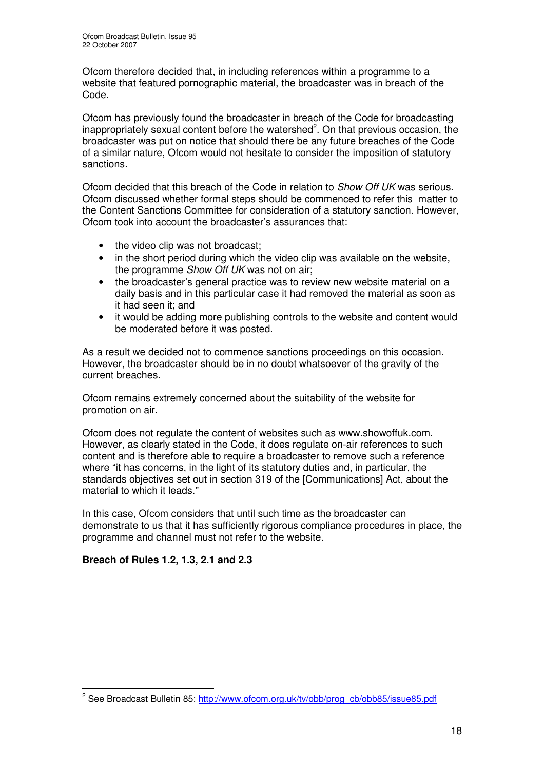Ofcom therefore decided that, in including references within a programme to a website that featured pornographic material, the broadcaster was in breach of the Code.

Ofcom has previously found the broadcaster in breach of the Code for broadcasting inappropriately sexual content before the watershed[2]. On that previous occasion, the broadcaster was put on notice that should there be any future breaches of the Code of a similar nature, Ofcom would not hesitate to consider the imposition of statutory sanctions.

Ofcom decided that this breach of the Code in relation to *Show Off UK* was serious. Ofcom discussed whether formal steps should be commenced to refer this matter to the Content Sanctions Committee for consideration of a statutory sanction. However, Ofcom took into account the broadcaster's assurances that:

- the video clip was not broadcast;
- in the short period during which the video clip was available on the website, the programme *Show Off UK* was not on air;
- the broadcaster's general practice was to review new website material on a daily basis and in this particular case it had removed the material as soon as it had seen it; and
- it would be adding more publishing controls to the website and content would be moderated before it was posted.

As a result we decided not to commence sanctions proceedings on this occasion. However, the broadcaster should be in no doubt whatsoever of the gravity of the current breaches.

Ofcom remains extremely concerned about the suitability of the website for promotion on air.

Ofcom does not regulate the content of websites such as www.showoffuk.com. However, as clearly stated in the Code, it does regulate on-air references to such content and is therefore able to require a broadcaster to remove such a reference where "it has concerns, in the light of its statutory duties and, in particular, the standards objectives set out in section 319 of the [Communications] Act, about the material to which it leads."

In this case, Ofcom considers that until such time as the broadcaster can demonstrate to us that it has sufficiently rigorous compliance procedures in place, the programme and channel must not refer to the website.

**Breach of Rules 1.2, 1.3, 2.1 and 2.3**

---

[2] See Broadcast Bulletin 85: http://www.ofcom.org.uk/tv/obb/prog_cb/obb85/issue85.pdf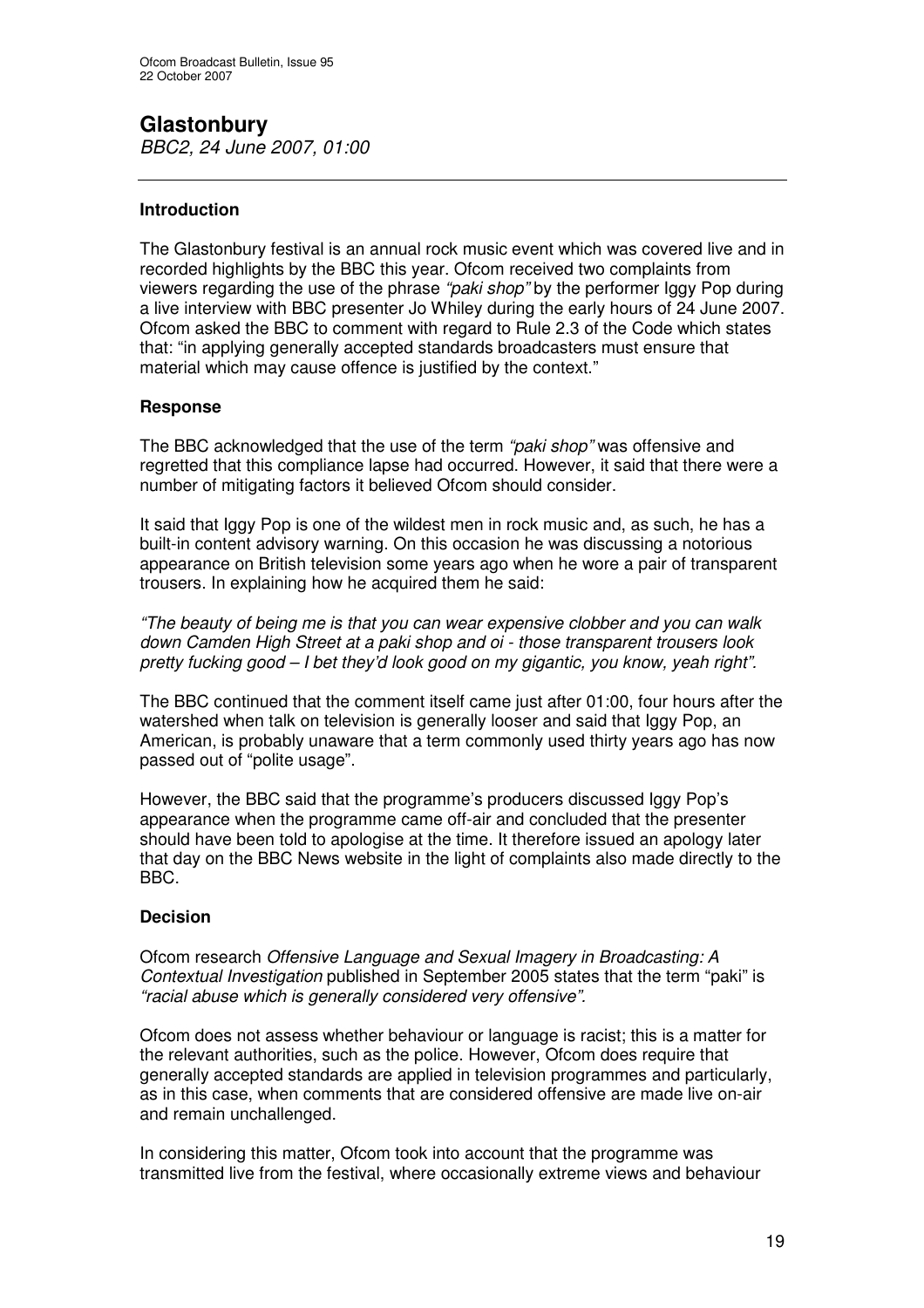# Glastonbury

*BBC2, 24 June 2007, 01:00*

---

### Introduction

The Glastonbury festival is an annual rock music event which was covered live and in recorded highlights by the BBC this year. Ofcom received two complaints from viewers regarding the use of the phrase *"paki shop"* by the performer Iggy Pop during a live interview with BBC presenter Jo Whiley during the early hours of 24 June 2007. Ofcom asked the BBC to comment with regard to Rule 2.3 of the Code which states that: "in applying generally accepted standards broadcasters must ensure that material which may cause offence is justified by the context."

### Response

The BBC acknowledged that the use of the term *"paki shop"* was offensive and regretted that this compliance lapse had occurred. However, it said that there were a number of mitigating factors it believed Ofcom should consider.

It said that Iggy Pop is one of the wildest men in rock music and, as such, he has a built-in content advisory warning. On this occasion he was discussing a notorious appearance on British television some years ago when he wore a pair of transparent trousers. In explaining how he acquired them he said:

*"The beauty of being me is that you can wear expensive clobber and you can walk down Camden High Street at a paki shop and oi - those transparent trousers look pretty fucking good – I bet they'd look good on my gigantic, you know, yeah right".*

The BBC continued that the comment itself came just after 01:00, four hours after the watershed when talk on television is generally looser and said that Iggy Pop, an American, is probably unaware that a term commonly used thirty years ago has now passed out of "polite usage".

However, the BBC said that the programme's producers discussed Iggy Pop's appearance when the programme came off-air and concluded that the presenter should have been told to apologise at the time. It therefore issued an apology later that day on the BBC News website in the light of complaints also made directly to the BBC.

### Decision

Ofcom research *Offensive Language and Sexual Imagery in Broadcasting: A Contextual Investigation* published in September 2005 states that the term "paki" is *"racial abuse which is generally considered very offensive".*

Ofcom does not assess whether behaviour or language is racist; this is a matter for the relevant authorities, such as the police. However, Ofcom does require that generally accepted standards are applied in television programmes and particularly, as in this case, when comments that are considered offensive are made live on-air and remain unchallenged.

In considering this matter, Ofcom took into account that the programme was transmitted live from the festival, where occasionally extreme views and behaviour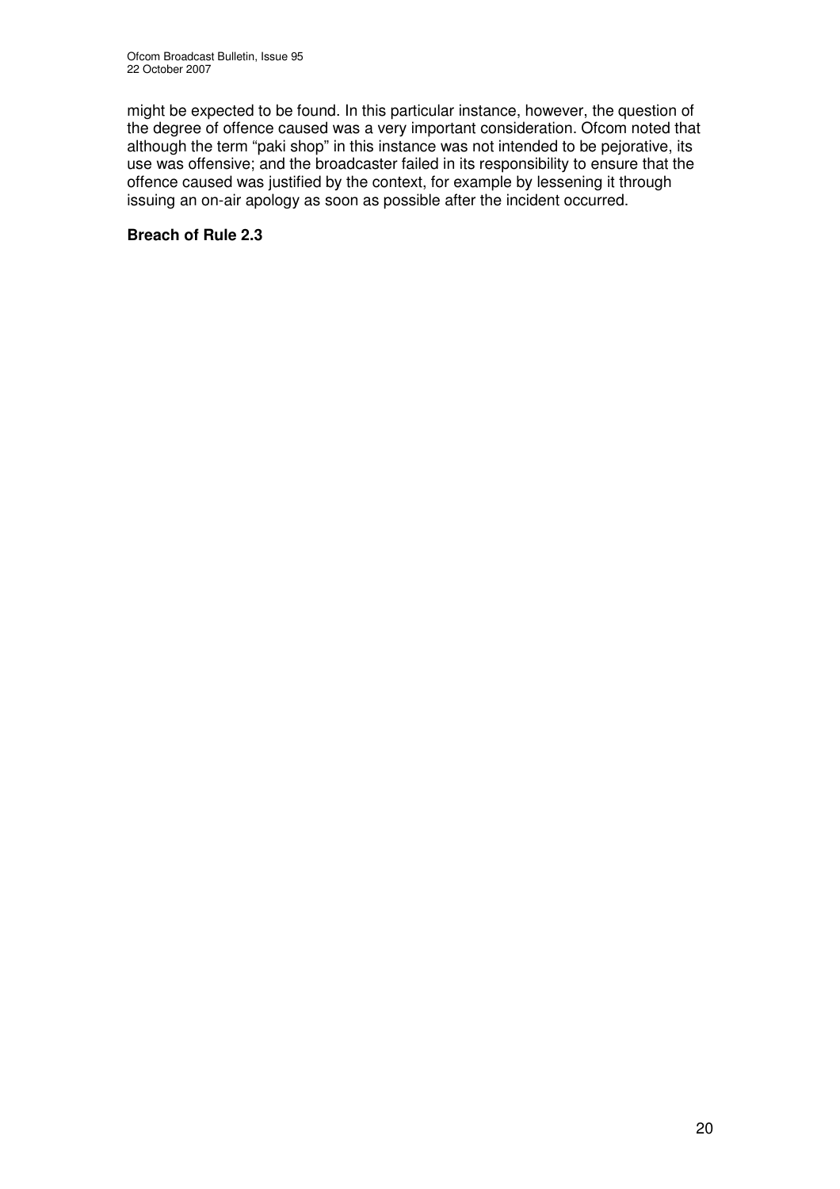might be expected to be found. In this particular instance, however, the question of the degree of offence caused was a very important consideration. Ofcom noted that although the term "paki shop" in this instance was not intended to be pejorative, its use was offensive; and the broadcaster failed in its responsibility to ensure that the offence caused was justified by the context, for example by lessening it through issuing an on-air apology as soon as possible after the incident occurred.

**Breach of Rule 2.3**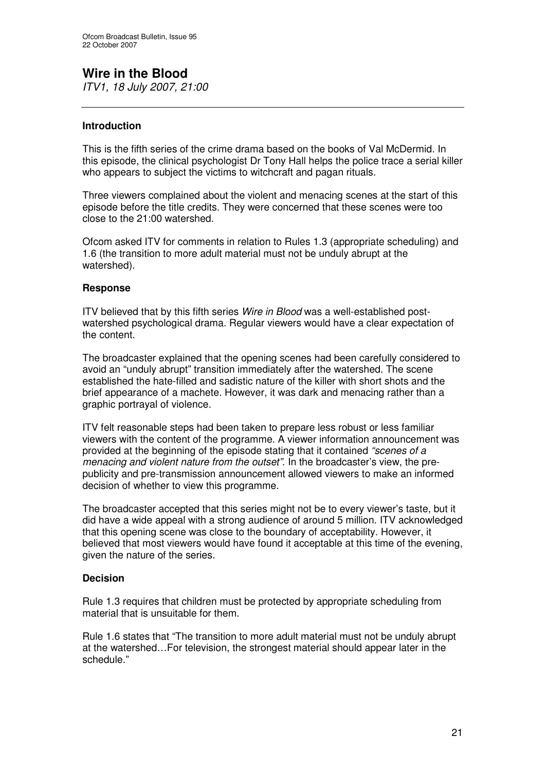# Wire in the Blood

*ITV1, 18 July 2007, 21:00*

---

### Introduction

This is the fifth series of the crime drama based on the books of Val McDermid. In this episode, the clinical psychologist Dr Tony Hall helps the police trace a serial killer who appears to subject the victims to witchcraft and pagan rituals.

Three viewers complained about the violent and menacing scenes at the start of this episode before the title credits. They were concerned that these scenes were too close to the 21:00 watershed.

Ofcom asked ITV for comments in relation to Rules 1.3 (appropriate scheduling) and 1.6 (the transition to more adult material must not be unduly abrupt at the watershed).

### Response

ITV believed that by this fifth series *Wire in Blood* was a well-established post-watershed psychological drama. Regular viewers would have a clear expectation of the content.

The broadcaster explained that the opening scenes had been carefully considered to avoid an "unduly abrupt" transition immediately after the watershed. The scene established the hate-filled and sadistic nature of the killer with short shots and the brief appearance of a machete. However, it was dark and menacing rather than a graphic portrayal of violence.

ITV felt reasonable steps had been taken to prepare less robust or less familiar viewers with the content of the programme. A viewer information announcement was provided at the beginning of the episode stating that it contained *"scenes of a menacing and violent nature from the outset"*. In the broadcaster's view, the pre-publicity and pre-transmission announcement allowed viewers to make an informed decision of whether to view this programme.

The broadcaster accepted that this series might not be to every viewer's taste, but it did have a wide appeal with a strong audience of around 5 million. ITV acknowledged that this opening scene was close to the boundary of acceptability. However, it believed that most viewers would have found it acceptable at this time of the evening, given the nature of the series.

### Decision

Rule 1.3 requires that children must be protected by appropriate scheduling from material that is unsuitable for them.

Rule 1.6 states that "The transition to more adult material must not be unduly abrupt at the watershed…For television, the strongest material should appear later in the schedule."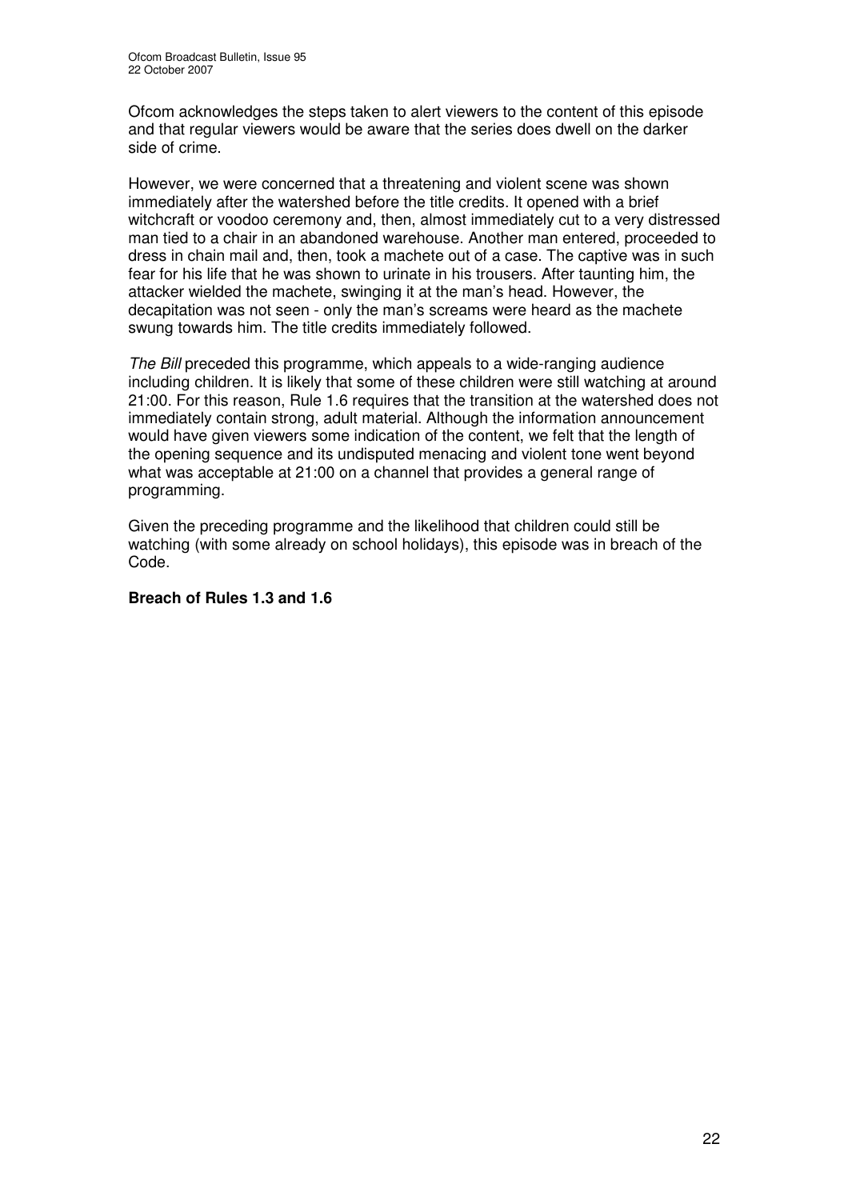Ofcom acknowledges the steps taken to alert viewers to the content of this episode and that regular viewers would be aware that the series does dwell on the darker side of crime.

However, we were concerned that a threatening and violent scene was shown immediately after the watershed before the title credits. It opened with a brief witchcraft or voodoo ceremony and, then, almost immediately cut to a very distressed man tied to a chair in an abandoned warehouse. Another man entered, proceeded to dress in chain mail and, then, took a machete out of a case. The captive was in such fear for his life that he was shown to urinate in his trousers. After taunting him, the attacker wielded the machete, swinging it at the man's head. However, the decapitation was not seen - only the man's screams were heard as the machete swung towards him. The title credits immediately followed.

*The Bill* preceded this programme, which appeals to a wide-ranging audience including children. It is likely that some of these children were still watching at around 21:00. For this reason, Rule 1.6 requires that the transition at the watershed does not immediately contain strong, adult material. Although the information announcement would have given viewers some indication of the content, we felt that the length of the opening sequence and its undisputed menacing and violent tone went beyond what was acceptable at 21:00 on a channel that provides a general range of programming.

Given the preceding programme and the likelihood that children could still be watching (with some already on school holidays), this episode was in breach of the Code.

**Breach of Rules 1.3 and 1.6**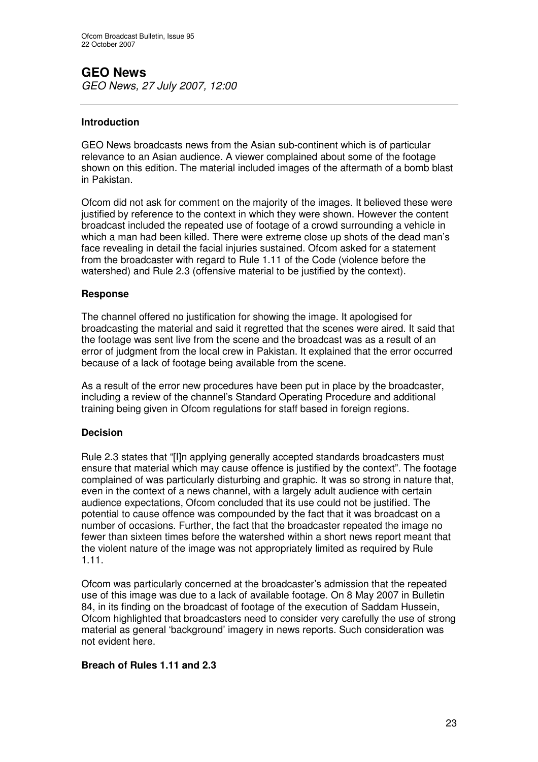# GEO News

*GEO News, 27 July 2007, 12:00*

---

### Introduction

GEO News broadcasts news from the Asian sub-continent which is of particular relevance to an Asian audience. A viewer complained about some of the footage shown on this edition. The material included images of the aftermath of a bomb blast in Pakistan.

Ofcom did not ask for comment on the majority of the images. It believed these were justified by reference to the context in which they were shown. However the content broadcast included the repeated use of footage of a crowd surrounding a vehicle in which a man had been killed. There were extreme close up shots of the dead man's face revealing in detail the facial injuries sustained. Ofcom asked for a statement from the broadcaster with regard to Rule 1.11 of the Code (violence before the watershed) and Rule 2.3 (offensive material to be justified by the context).

### Response

The channel offered no justification for showing the image. It apologised for broadcasting the material and said it regretted that the scenes were aired. It said that the footage was sent live from the scene and the broadcast was as a result of an error of judgment from the local crew in Pakistan. It explained that the error occurred because of a lack of footage being available from the scene.

As a result of the error new procedures have been put in place by the broadcaster, including a review of the channel's Standard Operating Procedure and additional training being given in Ofcom regulations for staff based in foreign regions.

### Decision

Rule 2.3 states that "[I]n applying generally accepted standards broadcasters must ensure that material which may cause offence is justified by the context". The footage complained of was particularly disturbing and graphic. It was so strong in nature that, even in the context of a news channel, with a largely adult audience with certain audience expectations, Ofcom concluded that its use could not be justified. The potential to cause offence was compounded by the fact that it was broadcast on a number of occasions. Further, the fact that the broadcaster repeated the image no fewer than sixteen times before the watershed within a short news report meant that the violent nature of the image was not appropriately limited as required by Rule 1.11.

Ofcom was particularly concerned at the broadcaster's admission that the repeated use of this image was due to a lack of available footage. On 8 May 2007 in Bulletin 84, in its finding on the broadcast of footage of the execution of Saddam Hussein, Ofcom highlighted that broadcasters need to consider very carefully the use of strong material as general 'background' imagery in news reports. Such consideration was not evident here.

### Breach of Rules 1.11 and 2.3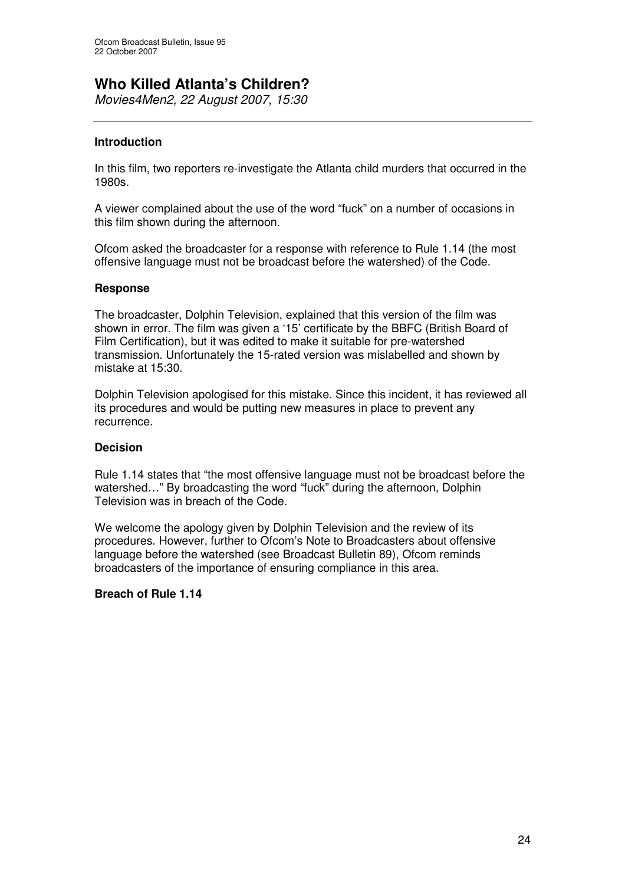## Who Killed Atlanta's Children?

*Movies4Men2, 22 August 2007, 15:30*

---

### Introduction

In this film, two reporters re-investigate the Atlanta child murders that occurred in the 1980s.

A viewer complained about the use of the word "fuck" on a number of occasions in this film shown during the afternoon.

Ofcom asked the broadcaster for a response with reference to Rule 1.14 (the most offensive language must not be broadcast before the watershed) of the Code.

### Response

The broadcaster, Dolphin Television, explained that this version of the film was shown in error. The film was given a '15' certificate by the BBFC (British Board of Film Certification), but it was edited to make it suitable for pre-watershed transmission. Unfortunately the 15-rated version was mislabelled and shown by mistake at 15:30.

Dolphin Television apologised for this mistake. Since this incident, it has reviewed all its procedures and would be putting new measures in place to prevent any recurrence.

### Decision

Rule 1.14 states that "the most offensive language must not be broadcast before the watershed…" By broadcasting the word "fuck" during the afternoon, Dolphin Television was in breach of the Code.

We welcome the apology given by Dolphin Television and the review of its procedures. However, further to Ofcom's Note to Broadcasters about offensive language before the watershed (see Broadcast Bulletin 89), Ofcom reminds broadcasters of the importance of ensuring compliance in this area.

**Breach of Rule 1.14**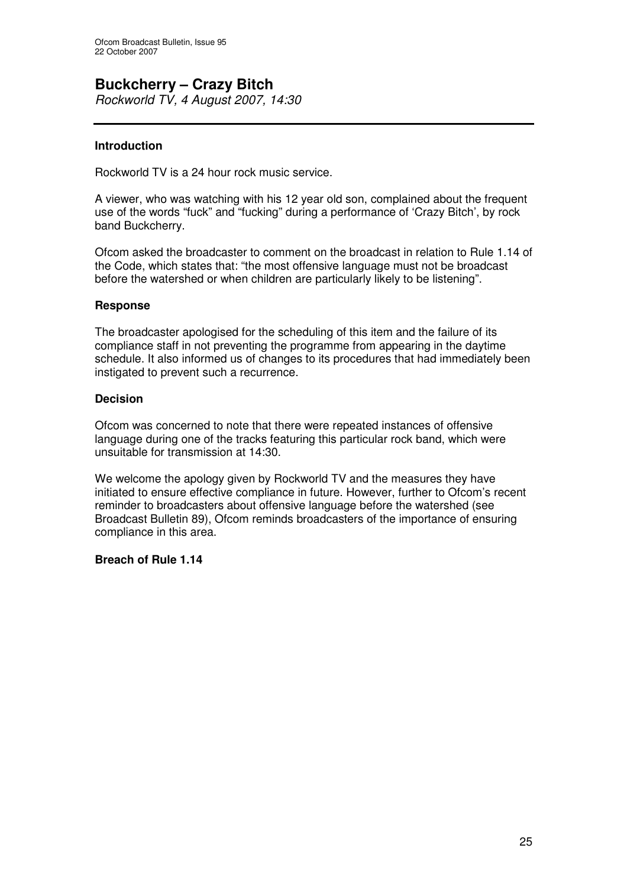# Buckcherry – Crazy Bitch

*Rockworld TV, 4 August 2007, 14:30*

---

### Introduction

Rockworld TV is a 24 hour rock music service.

A viewer, who was watching with his 12 year old son, complained about the frequent use of the words "fuck" and "fucking" during a performance of 'Crazy Bitch', by rock band Buckcherry.

Ofcom asked the broadcaster to comment on the broadcast in relation to Rule 1.14 of the Code, which states that: "the most offensive language must not be broadcast before the watershed or when children are particularly likely to be listening".

### Response

The broadcaster apologised for the scheduling of this item and the failure of its compliance staff in not preventing the programme from appearing in the daytime schedule. It also informed us of changes to its procedures that had immediately been instigated to prevent such a recurrence.

### Decision

Ofcom was concerned to note that there were repeated instances of offensive language during one of the tracks featuring this particular rock band, which were unsuitable for transmission at 14:30.

We welcome the apology given by Rockworld TV and the measures they have initiated to ensure effective compliance in future. However, further to Ofcom's recent reminder to broadcasters about offensive language before the watershed (see Broadcast Bulletin 89), Ofcom reminds broadcasters of the importance of ensuring compliance in this area.

**Breach of Rule 1.14**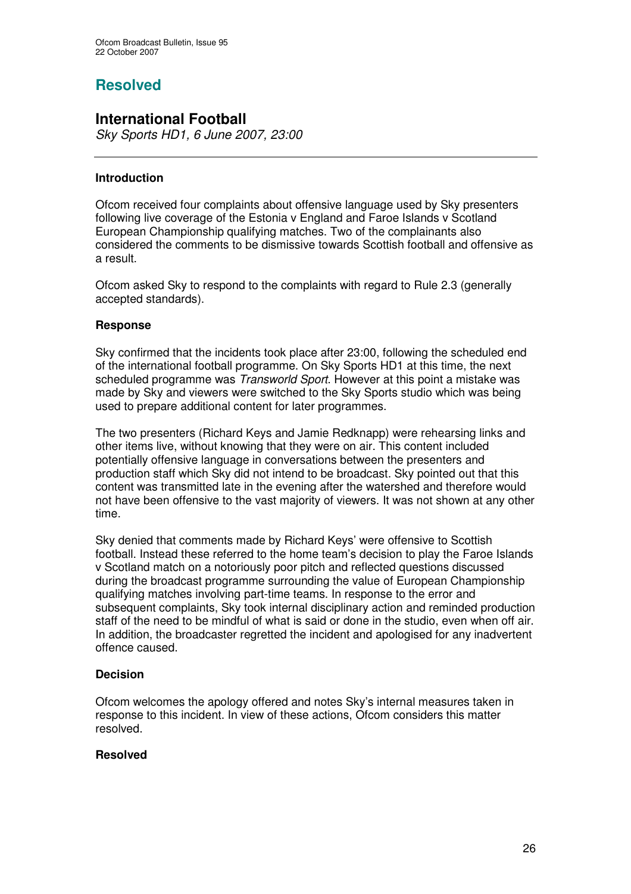## Resolved

### International Football

*Sky Sports HD1, 6 June 2007, 23:00*

---

#### Introduction

Ofcom received four complaints about offensive language used by Sky presenters following live coverage of the Estonia v England and Faroe Islands v Scotland European Championship qualifying matches. Two of the complainants also considered the comments to be dismissive towards Scottish football and offensive as a result.

Ofcom asked Sky to respond to the complaints with regard to Rule 2.3 (generally accepted standards).

#### Response

Sky confirmed that the incidents took place after 23:00, following the scheduled end of the international football programme. On Sky Sports HD1 at this time, the next scheduled programme was *Transworld Sport*. However at this point a mistake was made by Sky and viewers were switched to the Sky Sports studio which was being used to prepare additional content for later programmes.

The two presenters (Richard Keys and Jamie Redknapp) were rehearsing links and other items live, without knowing that they were on air. This content included potentially offensive language in conversations between the presenters and production staff which Sky did not intend to be broadcast. Sky pointed out that this content was transmitted late in the evening after the watershed and therefore would not have been offensive to the vast majority of viewers. It was not shown at any other time.

Sky denied that comments made by Richard Keys' were offensive to Scottish football. Instead these referred to the home team's decision to play the Faroe Islands v Scotland match on a notoriously poor pitch and reflected questions discussed during the broadcast programme surrounding the value of European Championship qualifying matches involving part-time teams. In response to the error and subsequent complaints, Sky took internal disciplinary action and reminded production staff of the need to be mindful of what is said or done in the studio, even when off air. In addition, the broadcaster regretted the incident and apologised for any inadvertent offence caused.

#### Decision

Ofcom welcomes the apology offered and notes Sky's internal measures taken in response to this incident. In view of these actions, Ofcom considers this matter resolved.

#### Resolved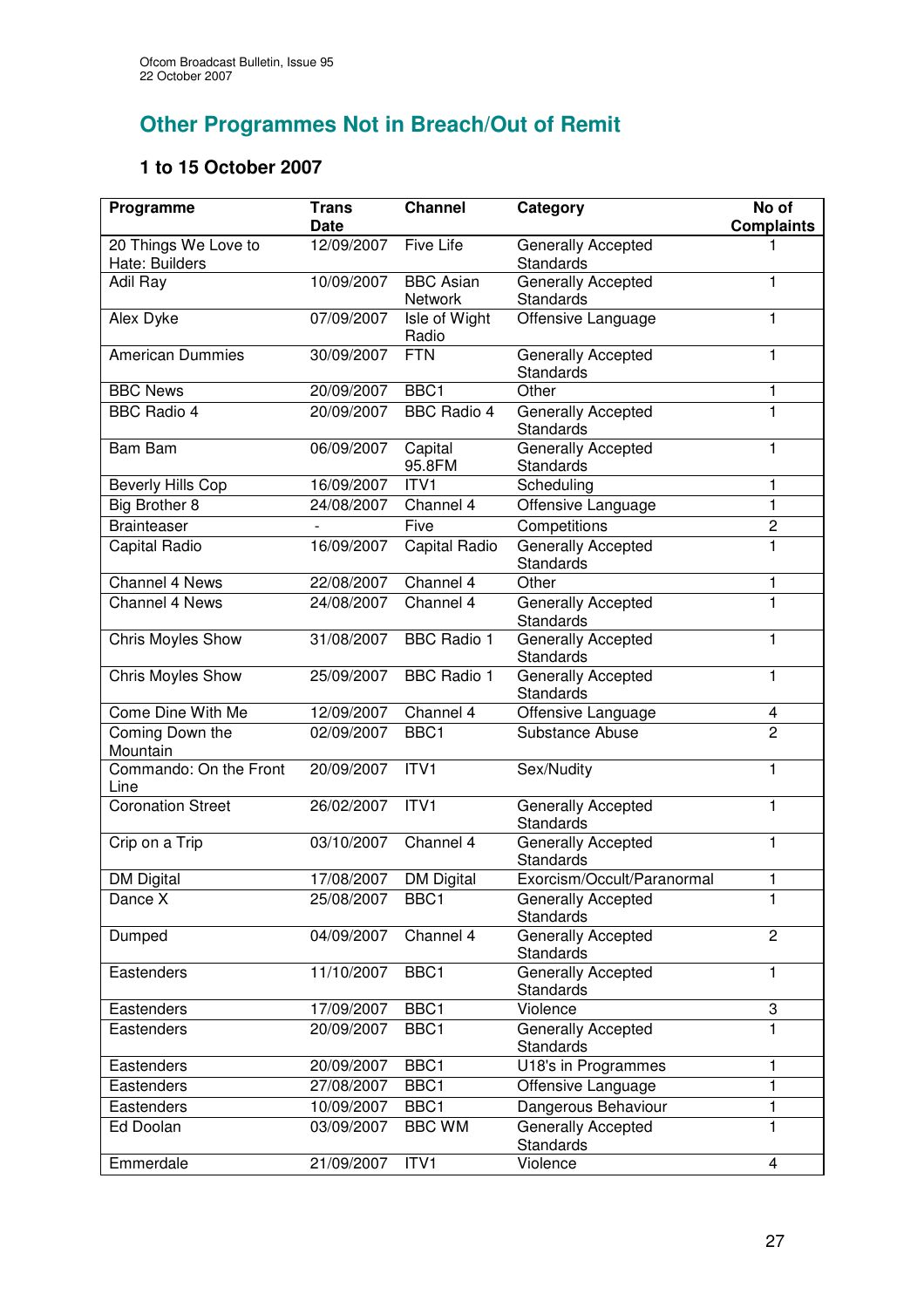## Other Programmes Not in Breach/Out of Remit

### 1 to 15 October 2007

| Programme | Trans Date | Channel | Category | No of Complaints |
|---|---|---|---|---|
| 20 Things We Love to Hate: Builders | 12/09/2007 | Five Life | Generally Accepted Standards | 1 |
| Adil Ray | 10/09/2007 | BBC Asian Network | Generally Accepted Standards | 1 |
| Alex Dyke | 07/09/2007 | Isle of Wight Radio | Offensive Language | 1 |
| American Dummies | 30/09/2007 | FTN | Generally Accepted Standards | 1 |
| BBC News | 20/09/2007 | BBC1 | Other | 1 |
| BBC Radio 4 | 20/09/2007 | BBC Radio 4 | Generally Accepted Standards | 1 |
| Bam Bam | 06/09/2007 | Capital 95.8FM | Generally Accepted Standards | 1 |
| Beverly Hills Cop | 16/09/2007 | ITV1 | Scheduling | 1 |
| Big Brother 8 | 24/08/2007 | Channel 4 | Offensive Language | 1 |
| Brainteaser | - | Five | Competitions | 2 |
| Capital Radio | 16/09/2007 | Capital Radio | Generally Accepted Standards | 1 |
| Channel 4 News | 22/08/2007 | Channel 4 | Other | 1 |
| Channel 4 News | 24/08/2007 | Channel 4 | Generally Accepted Standards | 1 |
| Chris Moyles Show | 31/08/2007 | BBC Radio 1 | Generally Accepted Standards | 1 |
| Chris Moyles Show | 25/09/2007 | BBC Radio 1 | Generally Accepted Standards | 1 |
| Come Dine With Me | 12/09/2007 | Channel 4 | Offensive Language | 4 |
| Coming Down the Mountain | 02/09/2007 | BBC1 | Substance Abuse | 2 |
| Commando: On the Front Line | 20/09/2007 | ITV1 | Sex/Nudity | 1 |
| Coronation Street | 26/02/2007 | ITV1 | Generally Accepted Standards | 1 |
| Crip on a Trip | 03/10/2007 | Channel 4 | Generally Accepted Standards | 1 |
| DM Digital | 17/08/2007 | DM Digital | Exorcism/Occult/Paranormal | 1 |
| Dance X | 25/08/2007 | BBC1 | Generally Accepted Standards | 1 |
| Dumped | 04/09/2007 | Channel 4 | Generally Accepted Standards | 2 |
| Eastenders | 11/10/2007 | BBC1 | Generally Accepted Standards | 1 |
| Eastenders | 17/09/2007 | BBC1 | Violence | 3 |
| Eastenders | 20/09/2007 | BBC1 | Generally Accepted Standards | 1 |
| Eastenders | 20/09/2007 | BBC1 | U18's in Programmes | 1 |
| Eastenders | 27/08/2007 | BBC1 | Offensive Language | 1 |
| Eastenders | 10/09/2007 | BBC1 | Dangerous Behaviour | 1 |
| Ed Doolan | 03/09/2007 | BBC WM | Generally Accepted Standards | 1 |
| Emmerdale | 21/09/2007 | ITV1 | Violence | 4 |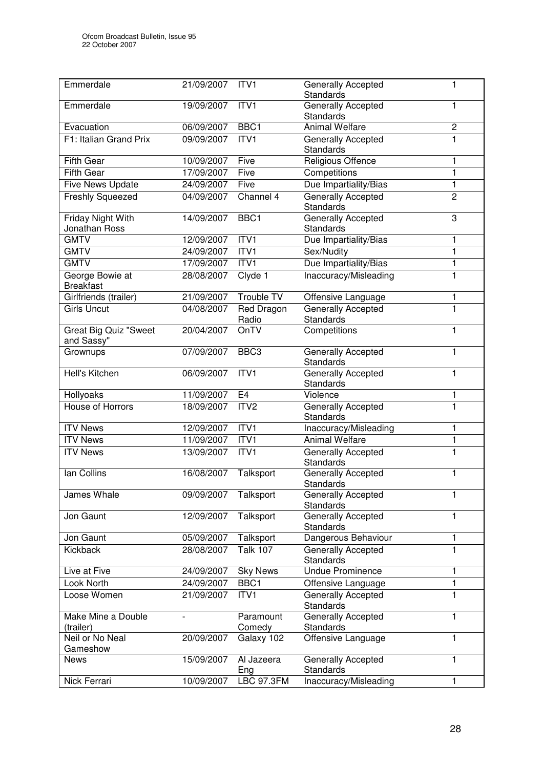| Emmerdale | 21/09/2007 | ITV1 | Generally Accepted Standards | 1 |
|---|---|---|---|---|
| Emmerdale | 19/09/2007 | ITV1 | Generally Accepted Standards | 1 |
| Evacuation | 06/09/2007 | BBC1 | Animal Welfare | 2 |
| F1: Italian Grand Prix | 09/09/2007 | ITV1 | Generally Accepted Standards | 1 |
| Fifth Gear | 10/09/2007 | Five | Religious Offence | 1 |
| Fifth Gear | 17/09/2007 | Five | Competitions | 1 |
| Five News Update | 24/09/2007 | Five | Due Impartiality/Bias | 1 |
| Freshly Squeezed | 04/09/2007 | Channel 4 | Generally Accepted Standards | 2 |
| Friday Night With Jonathan Ross | 14/09/2007 | BBC1 | Generally Accepted Standards | 3 |
| GMTV | 12/09/2007 | ITV1 | Due Impartiality/Bias | 1 |
| GMTV | 24/09/2007 | ITV1 | Sex/Nudity | 1 |
| GMTV | 17/09/2007 | ITV1 | Due Impartiality/Bias | 1 |
| George Bowie at Breakfast | 28/08/2007 | Clyde 1 | Inaccuracy/Misleading | 1 |
| Girlfriends (trailer) | 21/09/2007 | Trouble TV | Offensive Language | 1 |
| Girls Uncut | 04/08/2007 | Red Dragon Radio | Generally Accepted Standards | 1 |
| Great Big Quiz "Sweet and Sassy" | 20/04/2007 | OnTV | Competitions | 1 |
| Grownups | 07/09/2007 | BBC3 | Generally Accepted Standards | 1 |
| Hell's Kitchen | 06/09/2007 | ITV1 | Generally Accepted Standards | 1 |
| Hollyoaks | 11/09/2007 | E4 | Violence | 1 |
| House of Horrors | 18/09/2007 | ITV2 | Generally Accepted Standards | 1 |
| ITV News | 12/09/2007 | ITV1 | Inaccuracy/Misleading | 1 |
| ITV News | 11/09/2007 | ITV1 | Animal Welfare | 1 |
| ITV News | 13/09/2007 | ITV1 | Generally Accepted Standards | 1 |
| Ian Collins | 16/08/2007 | Talksport | Generally Accepted Standards | 1 |
| James Whale | 09/09/2007 | Talksport | Generally Accepted Standards | 1 |
| Jon Gaunt | 12/09/2007 | Talksport | Generally Accepted Standards | 1 |
| Jon Gaunt | 05/09/2007 | Talksport | Dangerous Behaviour | 1 |
| Kickback | 28/08/2007 | Talk 107 | Generally Accepted Standards | 1 |
| Live at Five | 24/09/2007 | Sky News | Undue Prominence | 1 |
| Look North | 24/09/2007 | BBC1 | Offensive Language | 1 |
| Loose Women | 21/09/2007 | ITV1 | Generally Accepted Standards | 1 |
| Make Mine a Double (trailer) | - | Paramount Comedy | Generally Accepted Standards | 1 |
| Neil or No Neal Gameshow | 20/09/2007 | Galaxy 102 | Offensive Language | 1 |
| News | 15/09/2007 | Al Jazeera Eng | Generally Accepted Standards | 1 |
| Nick Ferrari | 10/09/2007 | LBC 97.3FM | Inaccuracy/Misleading | 1 |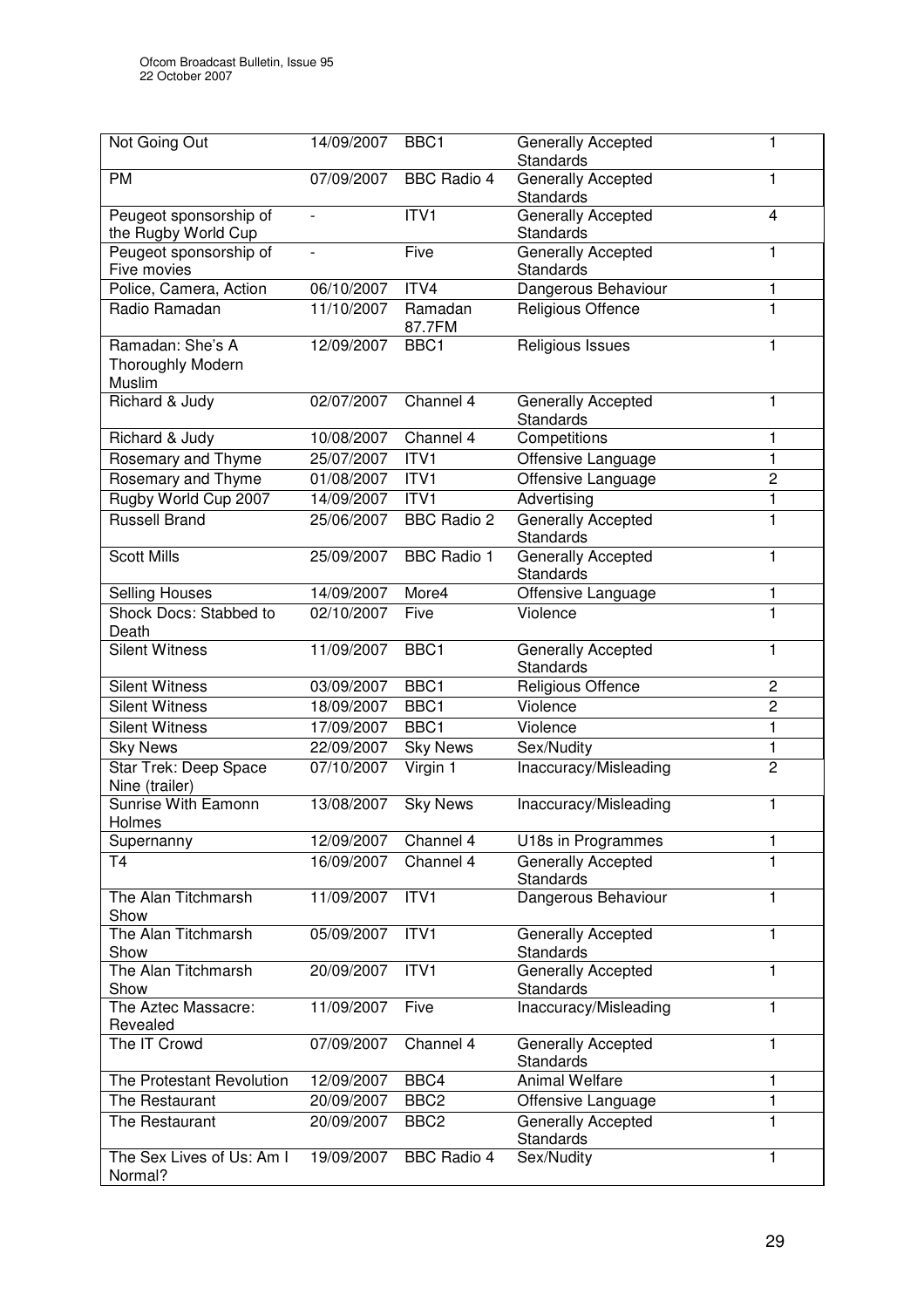| Not Going Out | 14/09/2007 | BBC1 | Generally Accepted Standards | 1 |
|---|---|---|---|---|
| PM | 07/09/2007 | BBC Radio 4 | Generally Accepted Standards | 1 |
| Peugeot sponsorship of the Rugby World Cup | - | ITV1 | Generally Accepted Standards | 4 |
| Peugeot sponsorship of Five movies | - | Five | Generally Accepted Standards | 1 |
| Police, Camera, Action | 06/10/2007 | ITV4 | Dangerous Behaviour | 1 |
| Radio Ramadan | 11/10/2007 | Ramadan 87.7FM | Religious Offence | 1 |
| Ramadan: She's A Thoroughly Modern Muslim | 12/09/2007 | BBC1 | Religious Issues | 1 |
| Richard & Judy | 02/07/2007 | Channel 4 | Generally Accepted Standards | 1 |
| Richard & Judy | 10/08/2007 | Channel 4 | Competitions | 1 |
| Rosemary and Thyme | 25/07/2007 | ITV1 | Offensive Language | 1 |
| Rosemary and Thyme | 01/08/2007 | ITV1 | Offensive Language | 2 |
| Rugby World Cup 2007 | 14/09/2007 | ITV1 | Advertising | 1 |
| Russell Brand | 25/06/2007 | BBC Radio 2 | Generally Accepted Standards | 1 |
| Scott Mills | 25/09/2007 | BBC Radio 1 | Generally Accepted Standards | 1 |
| Selling Houses | 14/09/2007 | More4 | Offensive Language | 1 |
| Shock Docs: Stabbed to Death | 02/10/2007 | Five | Violence | 1 |
| Silent Witness | 11/09/2007 | BBC1 | Generally Accepted Standards | 1 |
| Silent Witness | 03/09/2007 | BBC1 | Religious Offence | 2 |
| Silent Witness | 18/09/2007 | BBC1 | Violence | 2 |
| Silent Witness | 17/09/2007 | BBC1 | Violence | 1 |
| Sky News | 22/09/2007 | Sky News | Sex/Nudity | 1 |
| Star Trek: Deep Space Nine (trailer) | 07/10/2007 | Virgin 1 | Inaccuracy/Misleading | 2 |
| Sunrise With Eamonn Holmes | 13/08/2007 | Sky News | Inaccuracy/Misleading | 1 |
| Supernanny | 12/09/2007 | Channel 4 | U18s in Programmes | 1 |
| T4 | 16/09/2007 | Channel 4 | Generally Accepted Standards | 1 |
| The Alan Titchmarsh Show | 11/09/2007 | ITV1 | Dangerous Behaviour | 1 |
| The Alan Titchmarsh Show | 05/09/2007 | ITV1 | Generally Accepted Standards | 1 |
| The Alan Titchmarsh Show | 20/09/2007 | ITV1 | Generally Accepted Standards | 1 |
| The Aztec Massacre: Revealed | 11/09/2007 | Five | Inaccuracy/Misleading | 1 |
| The IT Crowd | 07/09/2007 | Channel 4 | Generally Accepted Standards | 1 |
| The Protestant Revolution | 12/09/2007 | BBC4 | Animal Welfare | 1 |
| The Restaurant | 20/09/2007 | BBC2 | Offensive Language | 1 |
| The Restaurant | 20/09/2007 | BBC2 | Generally Accepted Standards | 1 |
| The Sex Lives of Us: Am I Normal? | 19/09/2007 | BBC Radio 4 | Sex/Nudity | 1 |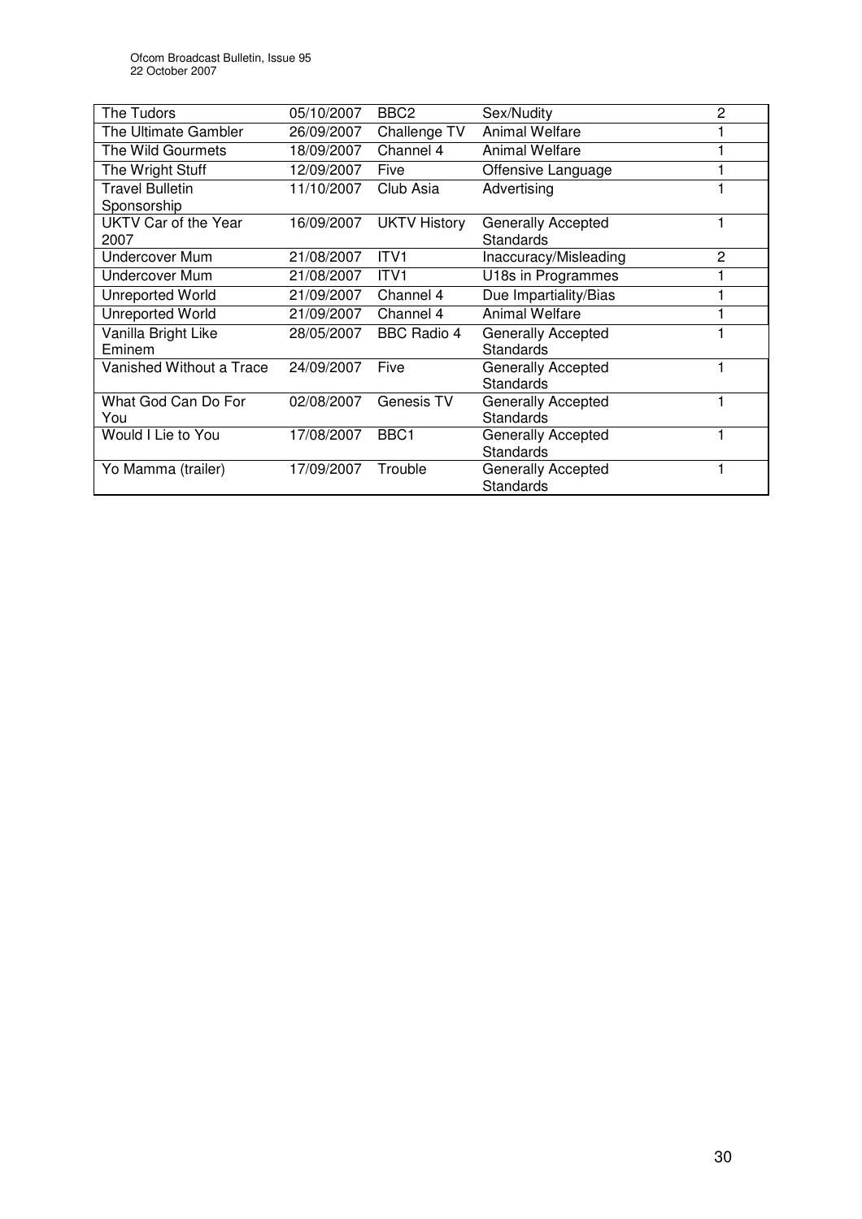| | | | | |
|---|---|---|---|---|
| The Tudors | 05/10/2007 | BBC2 | Sex/Nudity | 2 |
| The Ultimate Gambler | 26/09/2007 | Challenge TV | Animal Welfare | 1 |
| The Wild Gourmets | 18/09/2007 | Channel 4 | Animal Welfare | 1 |
| The Wright Stuff | 12/09/2007 | Five | Offensive Language | 1 |
| Travel Bulletin Sponsorship | 11/10/2007 | Club Asia | Advertising | 1 |
| UKTV Car of the Year 2007 | 16/09/2007 | UKTV History | Generally Accepted Standards | 1 |
| Undercover Mum | 21/08/2007 | ITV1 | Inaccuracy/Misleading | 2 |
| Undercover Mum | 21/08/2007 | ITV1 | U18s in Programmes | 1 |
| Unreported World | 21/09/2007 | Channel 4 | Due Impartiality/Bias | 1 |
| Unreported World | 21/09/2007 | Channel 4 | Animal Welfare | 1 |
| Vanilla Bright Like Eminem | 28/05/2007 | BBC Radio 4 | Generally Accepted Standards | 1 |
| Vanished Without a Trace | 24/09/2007 | Five | Generally Accepted Standards | 1 |
| What God Can Do For You | 02/08/2007 | Genesis TV | Generally Accepted Standards | 1 |
| Would I Lie to You | 17/08/2007 | BBC1 | Generally Accepted Standards | 1 |
| Yo Mamma (trailer) | 17/09/2007 | Trouble | Generally Accepted Standards | 1 |